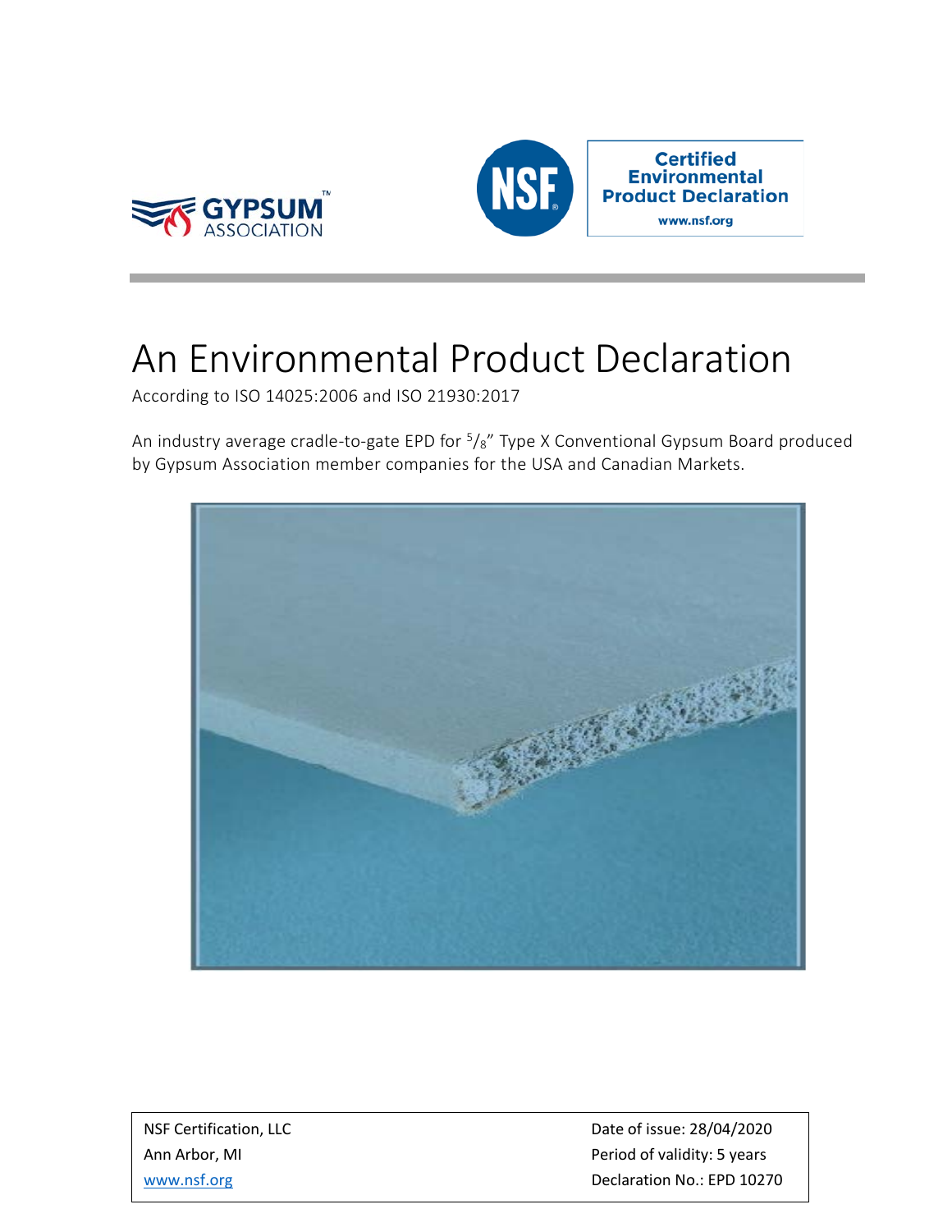Gypsum Association

Certified Environmental Product Declaration
www.nsf.org

# An Environmental Product Declaration

According to ISO 14025:2006 and ISO 21930:2017

An industry average cradle-to-gate EPD for 5/8" Type X Conventional Gypsum Board produced by Gypsum Association member companies for the USA and Canadian Markets.

| NSF Certification, LLC | Date of issue: 28/04/2020 |
| --- | --- |
| Ann Arbor, MI | Period of validity: 5 years |
| www.nsf.org | Declaration No.: EPD 10270 |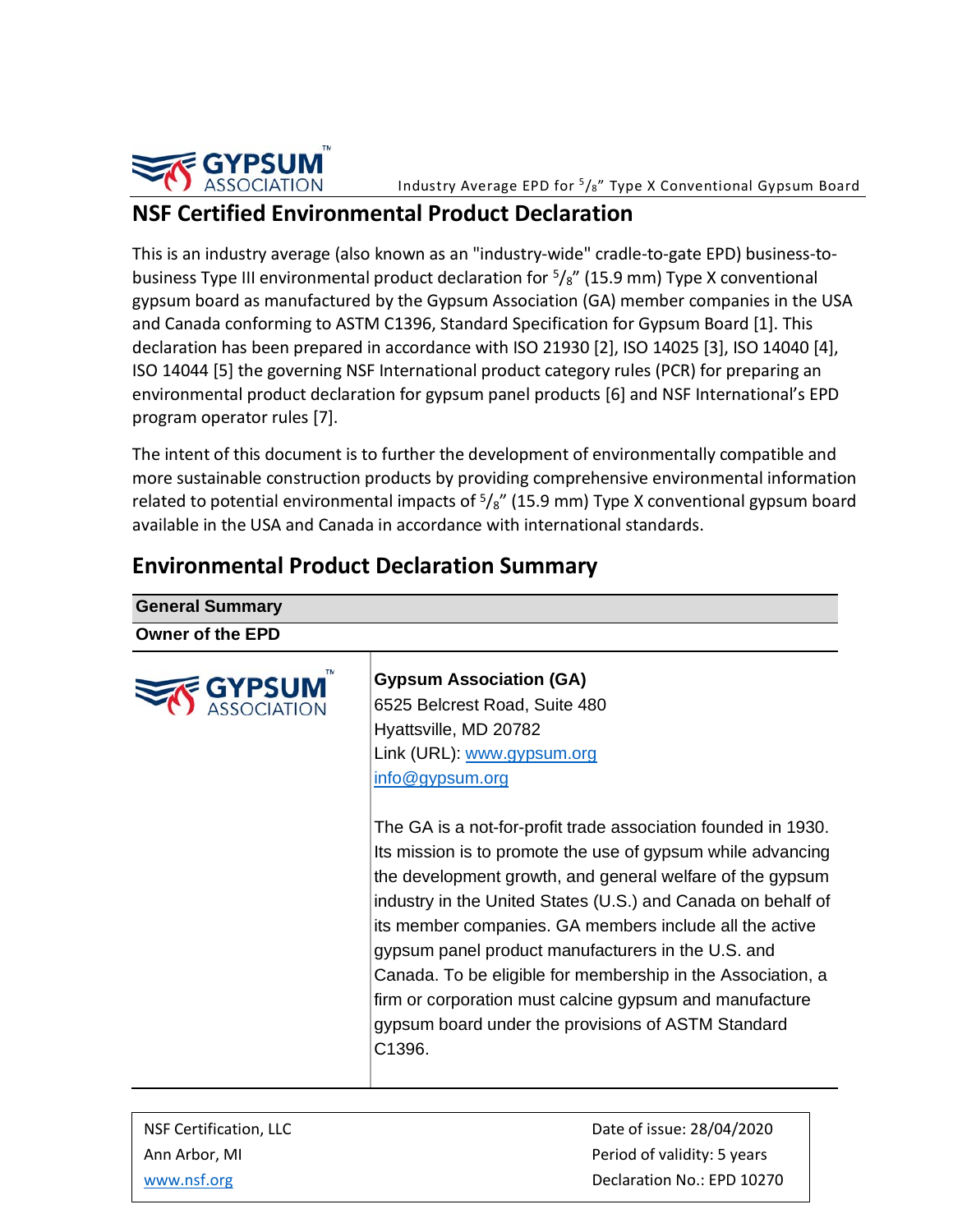## NSF Certified Environmental Product Declaration

This is an industry average (also known as an "industry-wide" cradle-to-gate EPD) business-to-business Type III environmental product declaration for $^5/_8$" (15.9 mm) Type X conventional gypsum board as manufactured by the Gypsum Association (GA) member companies in the USA and Canada conforming to ASTM C1396, Standard Specification for Gypsum Board [1]. This declaration has been prepared in accordance with ISO 21930 [2], ISO 14025 [3], ISO 14040 [4], ISO 14044 [5] the governing NSF International product category rules (PCR) for preparing an environmental product declaration for gypsum panel products [6] and NSF International's EPD program operator rules [7].

The intent of this document is to further the development of environmentally compatible and more sustainable construction products by providing comprehensive environmental information related to potential environmental impacts of $^5/_8$" (15.9 mm) Type X conventional gypsum board available in the USA and Canada in accordance with international standards.

## Environmental Product Declaration Summary

| General Summary | |
|---|---|
| **Owner of the EPD** | |
| GYPSUM ASSOCIATION | **Gypsum Association (GA)**<br>6525 Belcrest Road, Suite 480<br>Hyattsville, MD 20782<br>Link (URL): www.gypsum.org<br>info@gypsum.org<br><br>The GA is a not-for-profit trade association founded in 1930. Its mission is to promote the use of gypsum while advancing the development growth, and general welfare of the gypsum industry in the United States (U.S.) and Canada on behalf of its member companies. GA members include all the active gypsum panel product manufacturers in the U.S. and Canada. To be eligible for membership in the Association, a firm or corporation must calcine gypsum and manufacture gypsum board under the provisions of ASTM Standard C1396. |

| | |
|---|---|
| NSF Certification, LLC | Date of issue: 28/04/2020 |
| Ann Arbor, MI | Period of validity: 5 years |
| www.nsf.org | Declaration No.: EPD 10270 |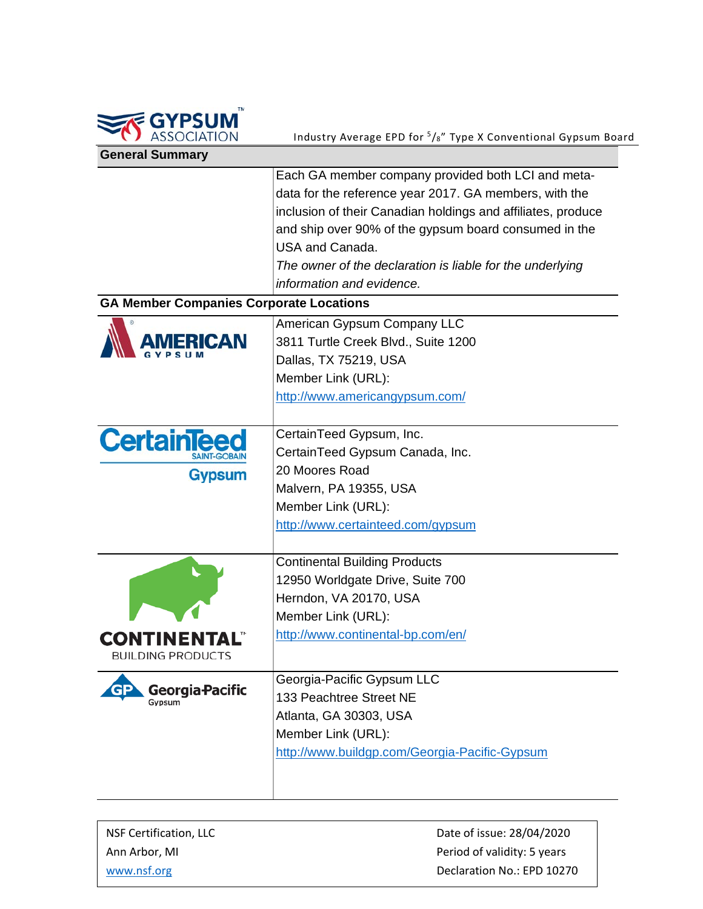## General Summary

| | |
|---|---|
| | Each GA member company provided both LCI and meta-data for the reference year 2017. GA members, with the inclusion of their Canadian holdings and affiliates, produce and ship over 90% of the gypsum board consumed in the USA and Canada. *The owner of the declaration is liable for the underlying information and evidence.* |

## GA Member Companies Corporate Locations

| | |
|---|---|
| AMERICAN GYPSUM | American Gypsum Company LLC<br>3811 Turtle Creek Blvd., Suite 1200<br>Dallas, TX 75219, USA<br>Member Link (URL):<br>http://www.americangypsum.com/ |
| CertainTeed SAINT-GOBAIN Gypsum | CertainTeed Gypsum, Inc.<br>CertainTeed Gypsum Canada, Inc.<br>20 Moores Road<br>Malvern, PA 19355, USA<br>Member Link (URL):<br>http://www.certainteed.com/gypsum |
| CONTINENTAL BUILDING PRODUCTS | Continental Building Products<br>12950 Worldgate Drive, Suite 700<br>Herndon, VA 20170, USA<br>Member Link (URL):<br>http://www.continental-bp.com/en/ |
| Georgia-Pacific Gypsum | Georgia-Pacific Gypsum LLC<br>133 Peachtree Street NE<br>Atlanta, GA 30303, USA<br>Member Link (URL):<br>http://www.buildgp.com/Georgia-Pacific-Gypsum |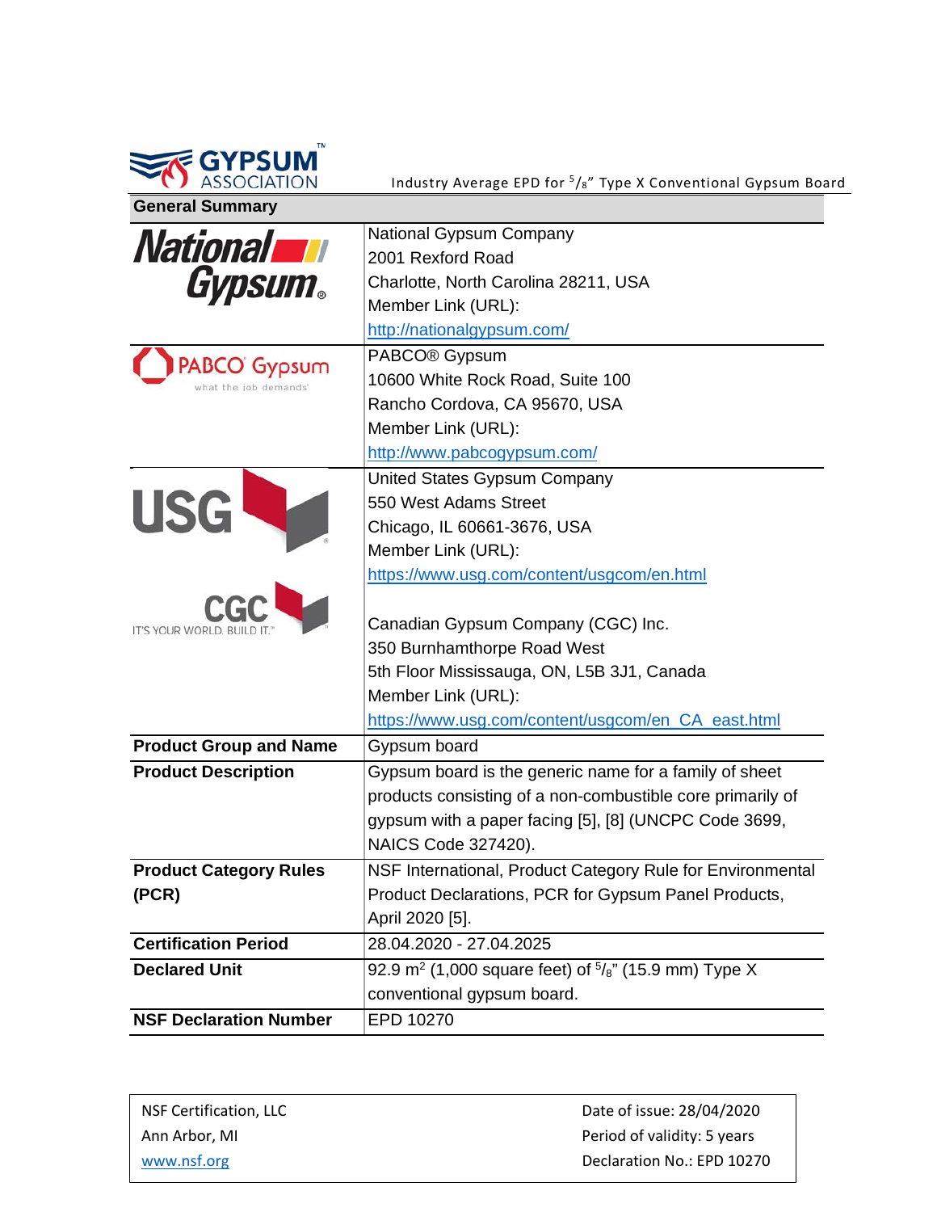## General Summary

| | |
|---|---|
| National Gypsum | National Gypsum Company<br>2001 Rexford Road<br>Charlotte, North Carolina 28211, USA<br>Member Link (URL):<br>http://nationalgypsum.com/ |
| PABCO Gypsum what the job demands | PABCO® Gypsum<br>10600 White Rock Road, Suite 100<br>Rancho Cordova, CA 95670, USA<br>Member Link (URL):<br>http://www.pabcogypsum.com/ |
| USG<br><br>CGC IT'S YOUR WORLD. BUILD IT. | United States Gypsum Company<br>550 West Adams Street<br>Chicago, IL 60661-3676, USA<br>Member Link (URL):<br>https://www.usg.com/content/usgcom/en.html<br><br>Canadian Gypsum Company (CGC) Inc.<br>350 Burnhamthorpe Road West<br>5th Floor Mississauga, ON, L5B 3J1, Canada<br>Member Link (URL):<br>https://www.usg.com/content/usgcom/en_CA_east.html |
| **Product Group and Name** | Gypsum board |
| **Product Description** | Gypsum board is the generic name for a family of sheet products consisting of a non-combustible core primarily of gypsum with a paper facing [5], [8] (UNCPC Code 3699, NAICS Code 327420). |
| **Product Category Rules (PCR)** | NSF International, Product Category Rule for Environmental Product Declarations, PCR for Gypsum Panel Products, April 2020 [5]. |
| **Certification Period** | 28.04.2020 - 27.04.2025 |
| **Declared Unit** | 92.9 $m^2$ (1,000 square feet) of $^5/_8$" (15.9 mm) Type X conventional gypsum board. |
| **NSF Declaration Number** | EPD 10270 |

| | |
|---|---|
| NSF Certification, LLC | Date of issue: 28/04/2020 |
| Ann Arbor, MI | Period of validity: 5 years |
| www.nsf.org | Declaration No.: EPD 10270 |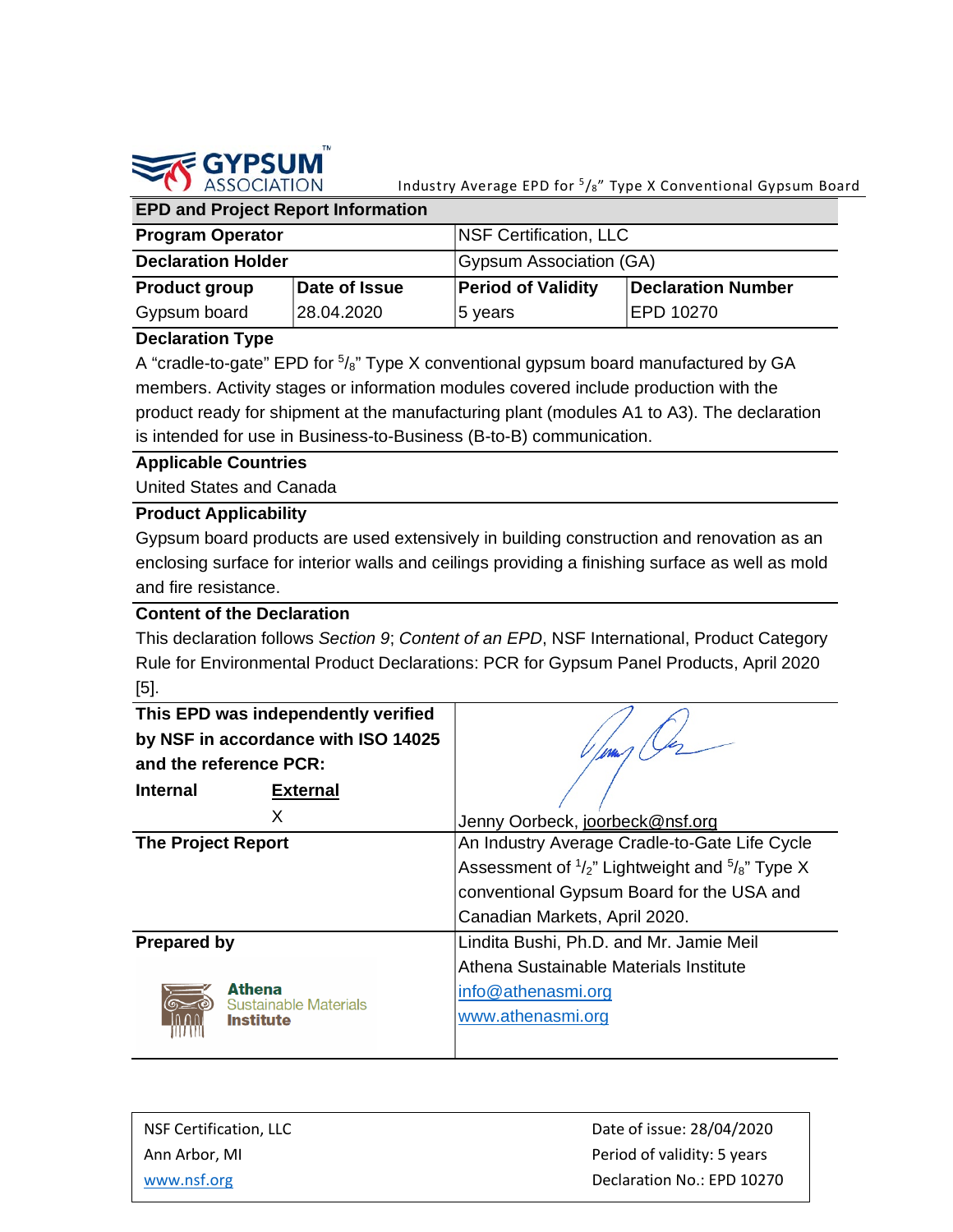## EPD and Project Report Information

| | | | |
|---|---|---|---|
| **Program Operator** | | NSF Certification, LLC | |
| **Declaration Holder** | | Gypsum Association (GA) | |
| **Product group** | **Date of Issue** | **Period of Validity** | **Declaration Number** |
| Gypsum board | 28.04.2020 | 5 years | EPD 10270 |

**Declaration Type**

A "cradle-to-gate" EPD for 5/8" Type X conventional gypsum board manufactured by GA members. Activity stages or information modules covered include production with the product ready for shipment at the manufacturing plant (modules A1 to A3). The declaration is intended for use in Business-to-Business (B-to-B) communication.

**Applicable Countries**

United States and Canada

**Product Applicability**

Gypsum board products are used extensively in building construction and renovation as an enclosing surface for interior walls and ceilings providing a finishing surface as well as mold and fire resistance.

**Content of the Declaration**

This declaration follows *Section 9*; *Content of an EPD*, NSF International, Product Category Rule for Environmental Product Declarations: PCR for Gypsum Panel Products, April 2020 [5].

| | |
|---|---|
| **This EPD was independently verified by NSF in accordance with ISO 14025 and the reference PCR:** <br> **Internal** — **External**: X | Jenny Oorbeck, joorbeck@nsf.org |
| **The Project Report** | An Industry Average Cradle-to-Gate Life Cycle Assessment of 1/2" Lightweight and 5/8" Type X conventional Gypsum Board for the USA and Canadian Markets, April 2020. |
| **Prepared by** <br> Athena Sustainable Materials Institute | Lindita Bushi, Ph.D. and Mr. Jamie Meil <br> Athena Sustainable Materials Institute <br> info@athenasmi.org <br> www.athenasmi.org |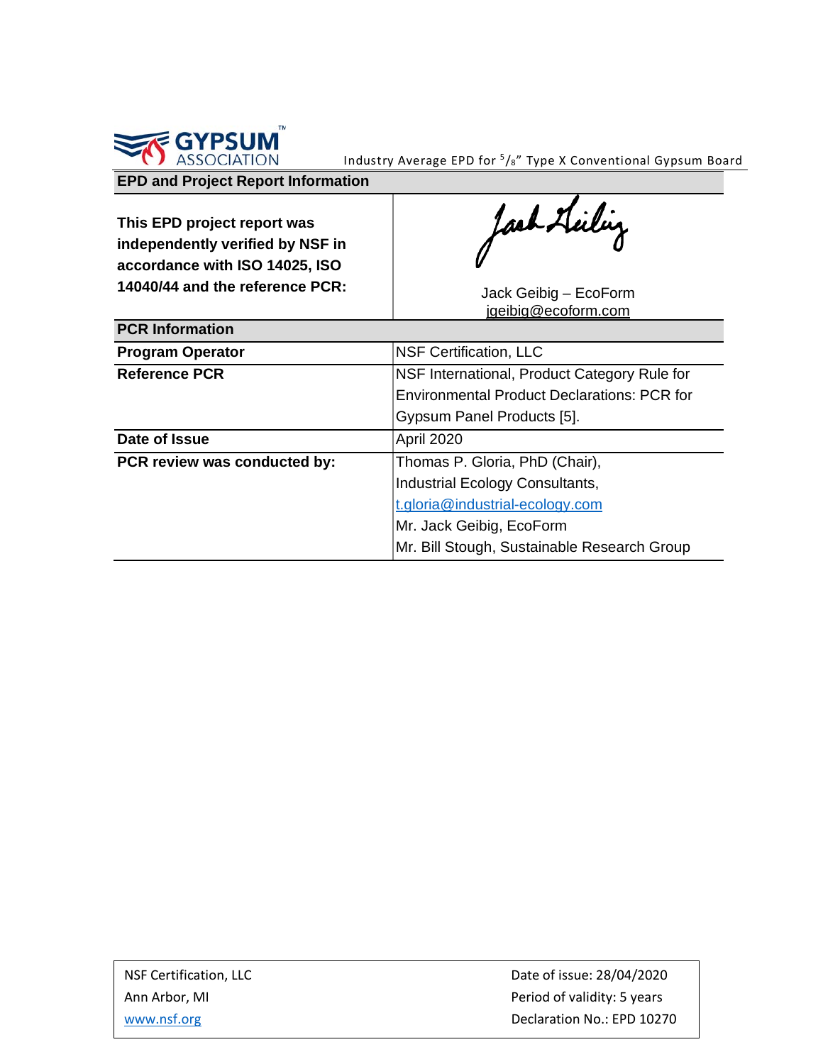| EPD and Project Report Information | |
|---|---|
| **This EPD project report was independently verified by NSF in accordance with ISO 14025, ISO 14040/44 and the reference PCR:** | Jack Geibig – EcoForm<br>jgeibig@ecoform.com |

| PCR Information | |
|---|---|
| **Program Operator** | NSF Certification, LLC |
| **Reference PCR** | NSF International, Product Category Rule for Environmental Product Declarations: PCR for Gypsum Panel Products [5]. |
| **Date of Issue** | April 2020 |
| **PCR review was conducted by:** | Thomas P. Gloria, PhD (Chair), Industrial Ecology Consultants, t.gloria@industrial-ecology.com<br>Mr. Jack Geibig, EcoForm<br>Mr. Bill Stough, Sustainable Research Group |

| | |
|---|---|
| NSF Certification, LLC | Date of issue: 28/04/2020 |
| Ann Arbor, MI | Period of validity: 5 years |
| www.nsf.org | Declaration No.: EPD 10270 |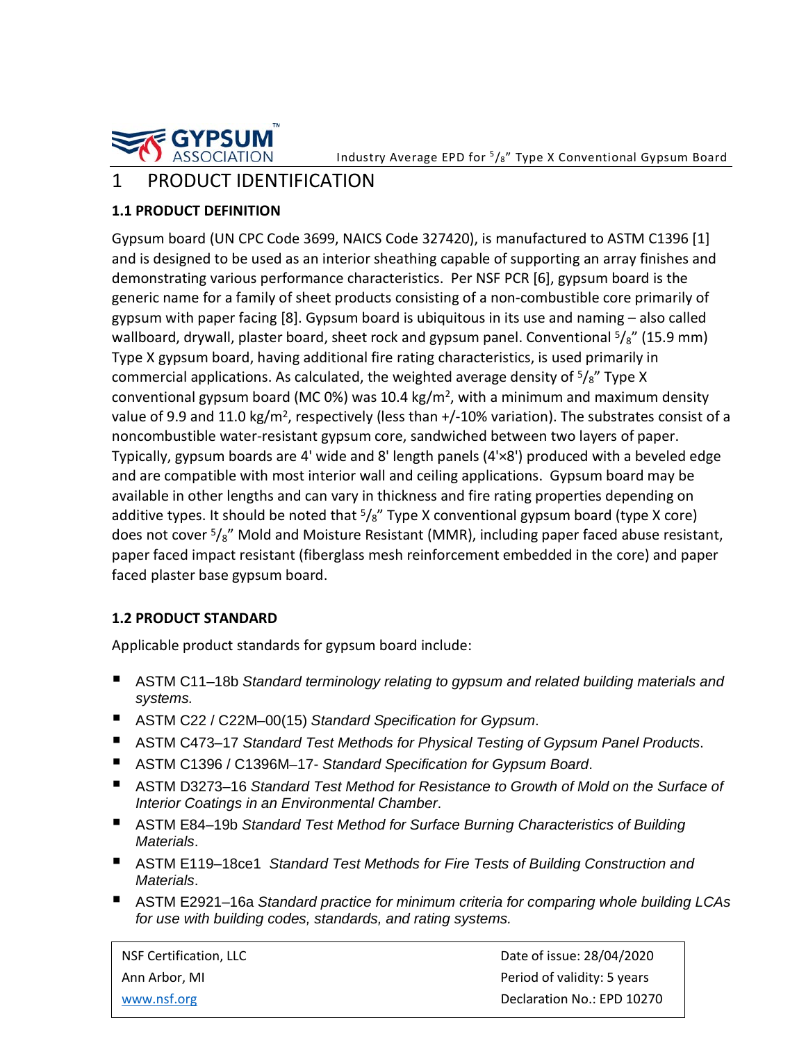# 1 PRODUCT IDENTIFICATION

### 1.1 PRODUCT DEFINITION

Gypsum board (UN CPC Code 3699, NAICS Code 327420), is manufactured to ASTM C1396 [1] and is designed to be used as an interior sheathing capable of supporting an array finishes and demonstrating various performance characteristics. Per NSF PCR [6], gypsum board is the generic name for a family of sheet products consisting of a non-combustible core primarily of gypsum with paper facing [8]. Gypsum board is ubiquitous in its use and naming – also called wallboard, drywall, plaster board, sheet rock and gypsum panel. Conventional $^5/_8$" (15.9 mm) Type X gypsum board, having additional fire rating characteristics, is used primarily in commercial applications. As calculated, the weighted average density of $^5/_8$" Type X conventional gypsum board (MC 0%) was 10.4 kg/m$^2$, with a minimum and maximum density value of 9.9 and 11.0 kg/m$^2$, respectively (less than +/-10% variation). The substrates consist of a noncombustible water-resistant gypsum core, sandwiched between two layers of paper. Typically, gypsum boards are 4' wide and 8' length panels (4'×8') produced with a beveled edge and are compatible with most interior wall and ceiling applications. Gypsum board may be available in other lengths and can vary in thickness and fire rating properties depending on additive types. It should be noted that $^5/_8$" Type X conventional gypsum board (type X core) does not cover $^5/_8$" Mold and Moisture Resistant (MMR), including paper faced abuse resistant, paper faced impact resistant (fiberglass mesh reinforcement embedded in the core) and paper faced plaster base gypsum board.

### 1.2 PRODUCT STANDARD

Applicable product standards for gypsum board include:

- ASTM C11–18b *Standard terminology relating to gypsum and related building materials and systems.*
- ASTM C22 / C22M–00(15) *Standard Specification for Gypsum*.
- ASTM C473–17 *Standard Test Methods for Physical Testing of Gypsum Panel Products*.
- ASTM C1396 / C1396M–17- *Standard Specification for Gypsum Board*.
- ASTM D3273–16 *Standard Test Method for Resistance to Growth of Mold on the Surface of Interior Coatings in an Environmental Chamber*.
- ASTM E84–19b *Standard Test Method for Surface Burning Characteristics of Building Materials*.
- ASTM E119–18ce1 *Standard Test Methods for Fire Tests of Building Construction and Materials*.
- ASTM E2921–16a *Standard practice for minimum criteria for comparing whole building LCAs for use with building codes, standards, and rating systems.*

| NSF Certification, LLC | Date of issue: 28/04/2020 |
|---|---|
| Ann Arbor, MI | Period of validity: 5 years |
| www.nsf.org | Declaration No.: EPD 10270 |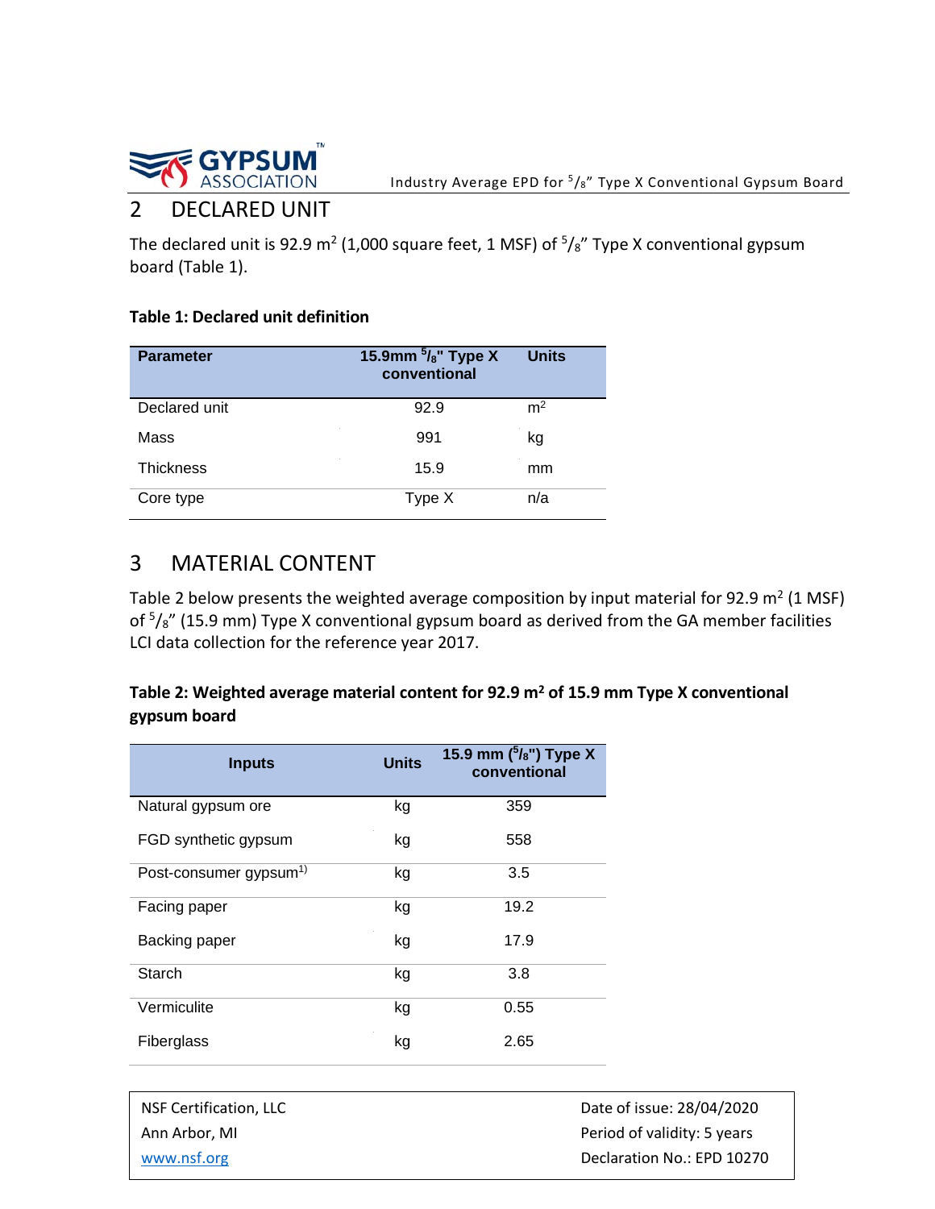## 2 DECLARED UNIT

The declared unit is 92.9 m$^2$ (1,000 square feet, 1 MSF) of $^5/_8$" Type X conventional gypsum board (Table 1).

**Table 1: Declared unit definition**

| Parameter | 15.9mm $^5/_8$" Type X conventional | Units |
|---|---|---|
| Declared unit | 92.9 | m$^2$ |
| Mass | 991 | kg |
| Thickness | 15.9 | mm |
| Core type | Type X | n/a |

## 3 MATERIAL CONTENT

Table 2 below presents the weighted average composition by input material for 92.9 m$^2$ (1 MSF) of $^5/_8$" (15.9 mm) Type X conventional gypsum board as derived from the GA member facilities LCI data collection for the reference year 2017.

**Table 2: Weighted average material content for 92.9 m$^2$ of 15.9 mm Type X conventional gypsum board**

| Inputs | Units | 15.9 mm ($^5/_8$") Type X conventional |
|---|---|---|
| Natural gypsum ore | kg | 359 |
| FGD synthetic gypsum | kg | 558 |
| Post-consumer gypsum[1)] | kg | 3.5 |
| Facing paper | kg | 19.2 |
| Backing paper | kg | 17.9 |
| Starch | kg | 3.8 |
| Vermiculite | kg | 0.55 |
| Fiberglass | kg | 2.65 |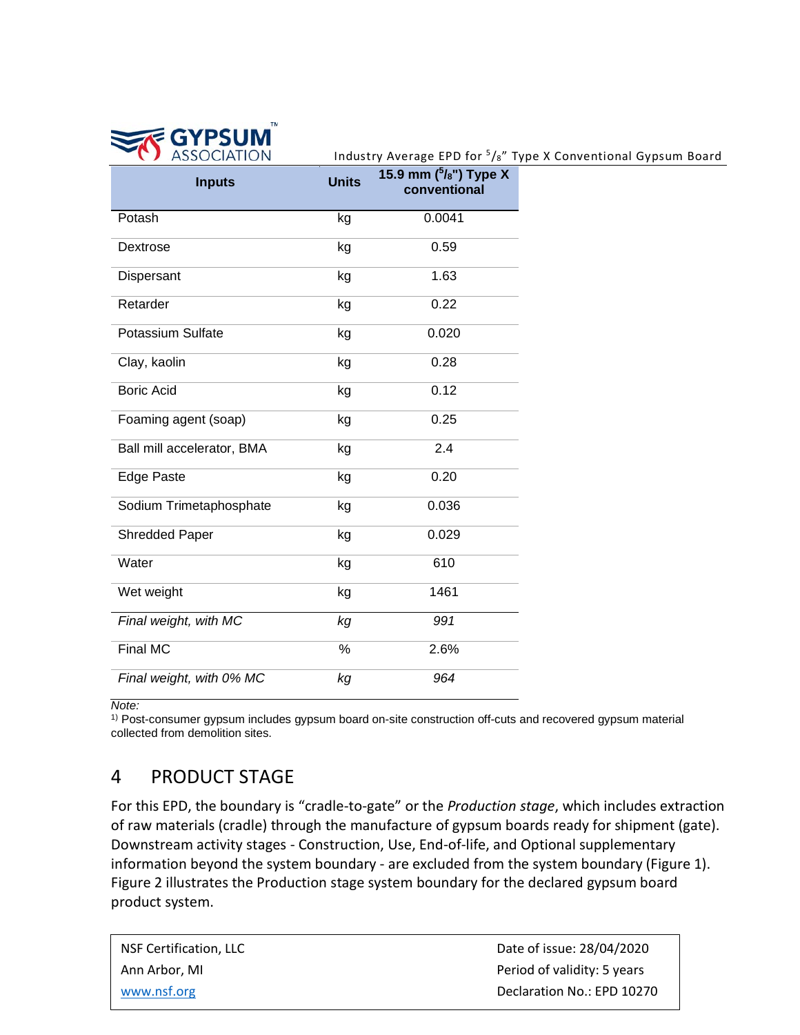| Inputs | Units | 15.9 mm ($^5/_8$") Type X conventional |
|---|---|---|
| Potash | kg | 0.0041 |
| Dextrose | kg | 0.59 |
| Dispersant | kg | 1.63 |
| Retarder | kg | 0.22 |
| Potassium Sulfate | kg | 0.020 |
| Clay, kaolin | kg | 0.28 |
| Boric Acid | kg | 0.12 |
| Foaming agent (soap) | kg | 0.25 |
| Ball mill accelerator, BMA | kg | 2.4 |
| Edge Paste | kg | 0.20 |
| Sodium Trimetaphosphate | kg | 0.036 |
| Shredded Paper | kg | 0.029 |
| Water | kg | 610 |
| Wet weight | kg | 1461 |
| *Final weight, with MC* | *kg* | *991* |
| Final MC | % | 2.6% |
| *Final weight, with 0% MC* | *kg* | *964* |

*Note:*
[1)] Post-consumer gypsum includes gypsum board on-site construction off-cuts and recovered gypsum material collected from demolition sites.

# 4 PRODUCT STAGE

For this EPD, the boundary is "cradle-to-gate" or the *Production stage*, which includes extraction of raw materials (cradle) through the manufacture of gypsum boards ready for shipment (gate). Downstream activity stages - Construction, Use, End-of-life, and Optional supplementary information beyond the system boundary - are excluded from the system boundary (Figure 1). Figure 2 illustrates the Production stage system boundary for the declared gypsum board product system.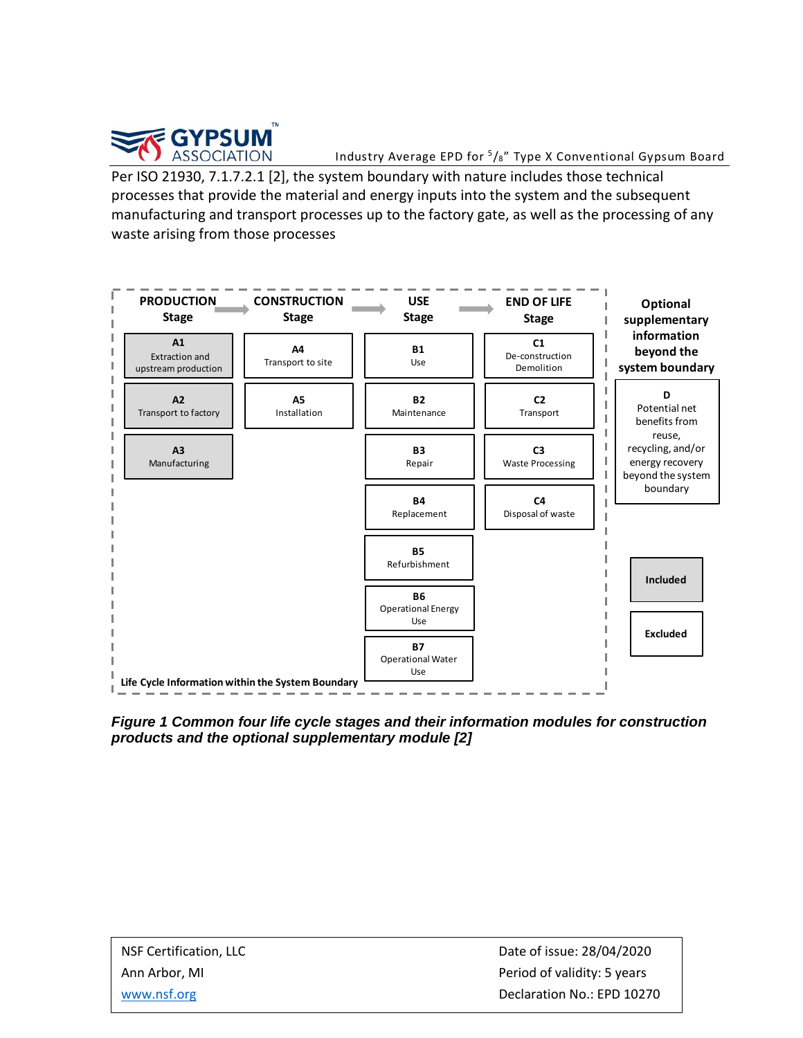Per ISO 21930, 7.1.7.2.1 [2], the system boundary with nature includes those technical processes that provide the material and energy inputs into the system and the subsequent manufacturing and transport processes up to the factory gate, as well as the processing of any waste arising from those processes

| PRODUCTION Stage | CONSTRUCTION Stage | USE Stage | END OF LIFE Stage | Optional supplementary information beyond the system boundary |
|---|---|---|---|---|
| **A1** Extraction and upstream production | **A4** Transport to site | **B1** Use | **C1** De-construction Demolition | **D** Potential net benefits from reuse, recycling, and/or energy recovery beyond the system boundary |
| **A2** Transport to factory | **A5** Installation | **B2** Maintenance | **C2** Transport | |
| **A3** Manufacturing | | **B3** Repair | **C3** Waste Processing | |
| | | **B4** Replacement | **C4** Disposal of waste | |
| | | **B5** Refurbishment | | |
| | | **B6** Operational Energy Use | | |
| | | **B7** Operational Water Use | | |

Life Cycle Information within the System Boundary

Legend: **Included** (A1, A2, A3) / **Excluded** (all other modules)

***Figure 1 Common four life cycle stages and their information modules for construction products and the optional supplementary module [2]***

| | |
|---|---|
| NSF Certification, LLC | Date of issue: 28/04/2020 |
| Ann Arbor, MI | Period of validity: 5 years |
| www.nsf.org | Declaration No.: EPD 10270 |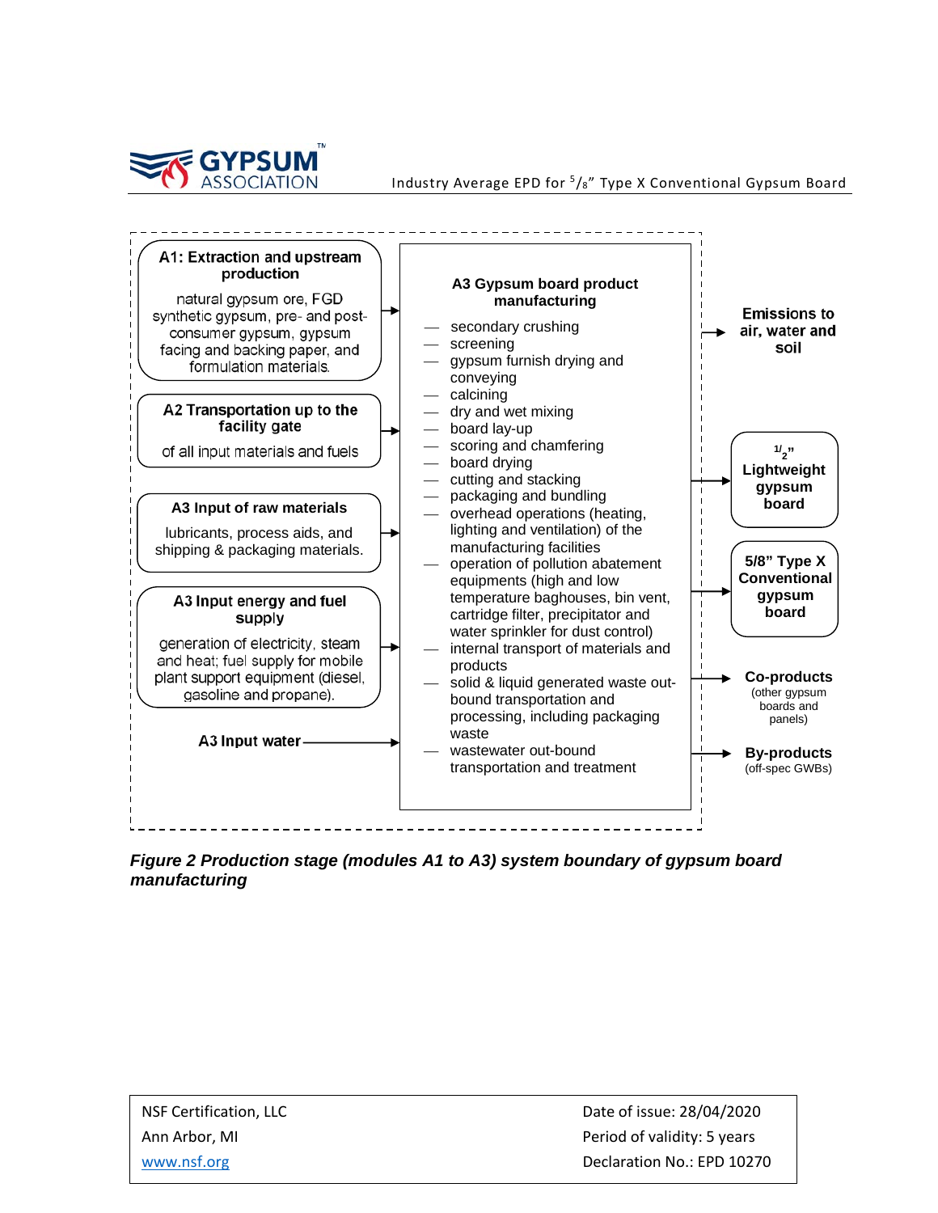**A1: Extraction and upstream production**

natural gypsum ore, FGD synthetic gypsum, pre- and post-consumer gypsum, gypsum facing and backing paper, and formulation materials.

**A2 Transportation up to the facility gate**

of all input materials and fuels

**A3 Input of raw materials**

lubricants, process aids, and shipping & packaging materials.

**A3 Input energy and fuel supply**

generation of electricity, steam and heat; fuel supply for mobile plant support equipment (diesel, gasoline and propane).

**A3 Input water**

**A3 Gypsum board product manufacturing**

- secondary crushing
- screening
- gypsum furnish drying and conveying
- calcining
- dry and wet mixing
- board lay-up
- scoring and chamfering
- board drying
- cutting and stacking
- packaging and bundling
- overhead operations (heating, lighting and ventilation) of the manufacturing facilities
- operation of pollution abatement equipments (high and low temperature baghouses, bin vent, cartridge filter, precipitator and water sprinkler for dust control)
- internal transport of materials and products
- solid & liquid generated waste out-bound transportation and processing, including packaging waste
- wastewater out-bound transportation and treatment

**Emissions to air, water and soil**

**1/2" Lightweight gypsum board**

**5/8" Type X Conventional gypsum board**

**Co-products** (other gypsum boards and panels)

**By-products** (off-spec GWBs)

***Figure 2 Production stage (modules A1 to A3) system boundary of gypsum board manufacturing***

| | |
|---|---|
| NSF Certification, LLC | Date of issue: 28/04/2020 |
| Ann Arbor, MI | Period of validity: 5 years |
| www.nsf.org | Declaration No.: EPD 10270 |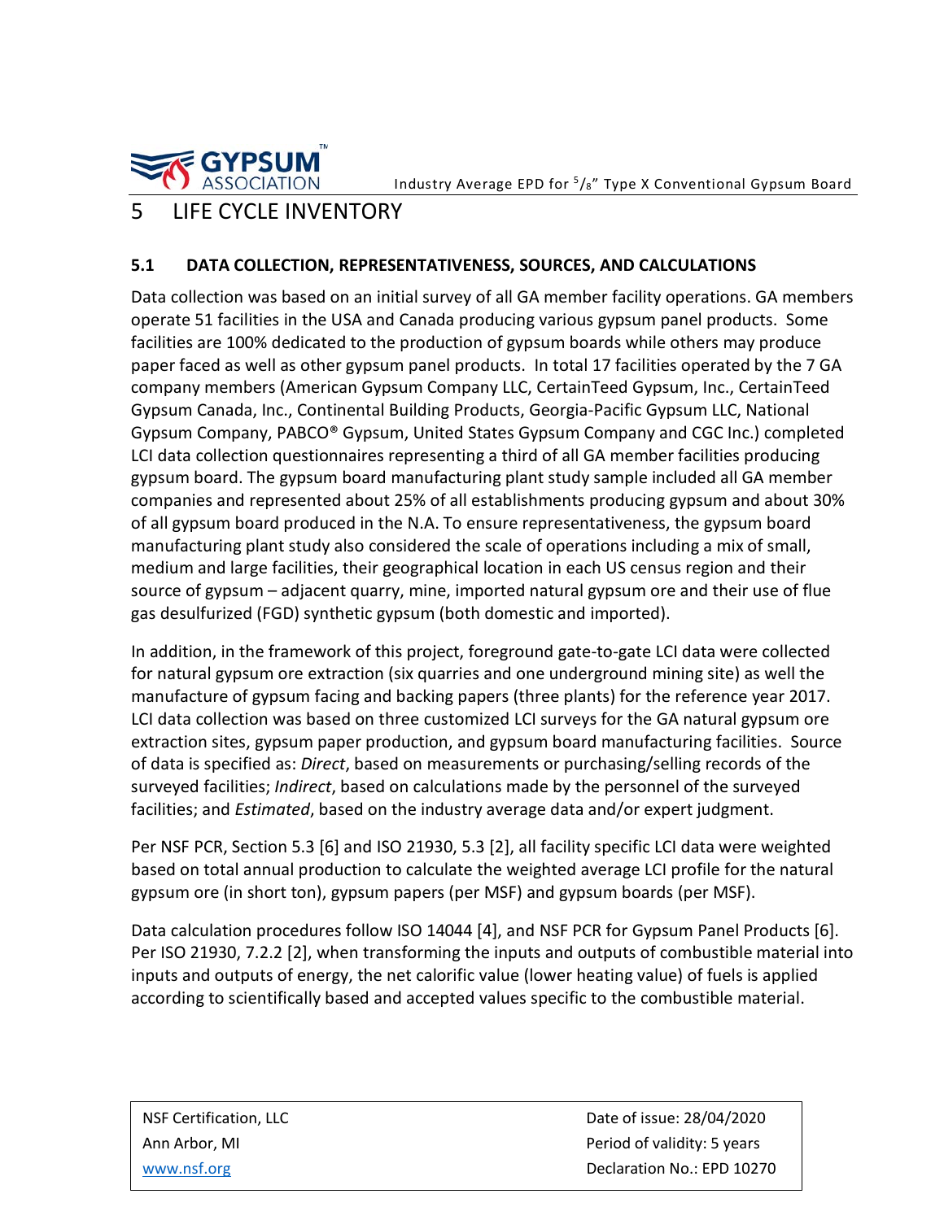# 5 LIFE CYCLE INVENTORY

## 5.1 DATA COLLECTION, REPRESENTATIVENESS, SOURCES, AND CALCULATIONS

Data collection was based on an initial survey of all GA member facility operations. GA members operate 51 facilities in the USA and Canada producing various gypsum panel products. Some facilities are 100% dedicated to the production of gypsum boards while others may produce paper faced as well as other gypsum panel products. In total 17 facilities operated by the 7 GA company members (American Gypsum Company LLC, CertainTeed Gypsum, Inc., CertainTeed Gypsum Canada, Inc., Continental Building Products, Georgia-Pacific Gypsum LLC, National Gypsum Company, PABCO® Gypsum, United States Gypsum Company and CGC Inc.) completed LCI data collection questionnaires representing a third of all GA member facilities producing gypsum board. The gypsum board manufacturing plant study sample included all GA member companies and represented about 25% of all establishments producing gypsum and about 30% of all gypsum board produced in the N.A. To ensure representativeness, the gypsum board manufacturing plant study also considered the scale of operations including a mix of small, medium and large facilities, their geographical location in each US census region and their source of gypsum – adjacent quarry, mine, imported natural gypsum ore and their use of flue gas desulfurized (FGD) synthetic gypsum (both domestic and imported).

In addition, in the framework of this project, foreground gate-to-gate LCI data were collected for natural gypsum ore extraction (six quarries and one underground mining site) as well the manufacture of gypsum facing and backing papers (three plants) for the reference year 2017. LCI data collection was based on three customized LCI surveys for the GA natural gypsum ore extraction sites, gypsum paper production, and gypsum board manufacturing facilities. Source of data is specified as: *Direct*, based on measurements or purchasing/selling records of the surveyed facilities; *Indirect*, based on calculations made by the personnel of the surveyed facilities; and *Estimated*, based on the industry average data and/or expert judgment.

Per NSF PCR, Section 5.3 [6] and ISO 21930, 5.3 [2], all facility specific LCI data were weighted based on total annual production to calculate the weighted average LCI profile for the natural gypsum ore (in short ton), gypsum papers (per MSF) and gypsum boards (per MSF).

Data calculation procedures follow ISO 14044 [4], and NSF PCR for Gypsum Panel Products [6]. Per ISO 21930, 7.2.2 [2], when transforming the inputs and outputs of combustible material into inputs and outputs of energy, the net calorific value (lower heating value) of fuels is applied according to scientifically based and accepted values specific to the combustible material.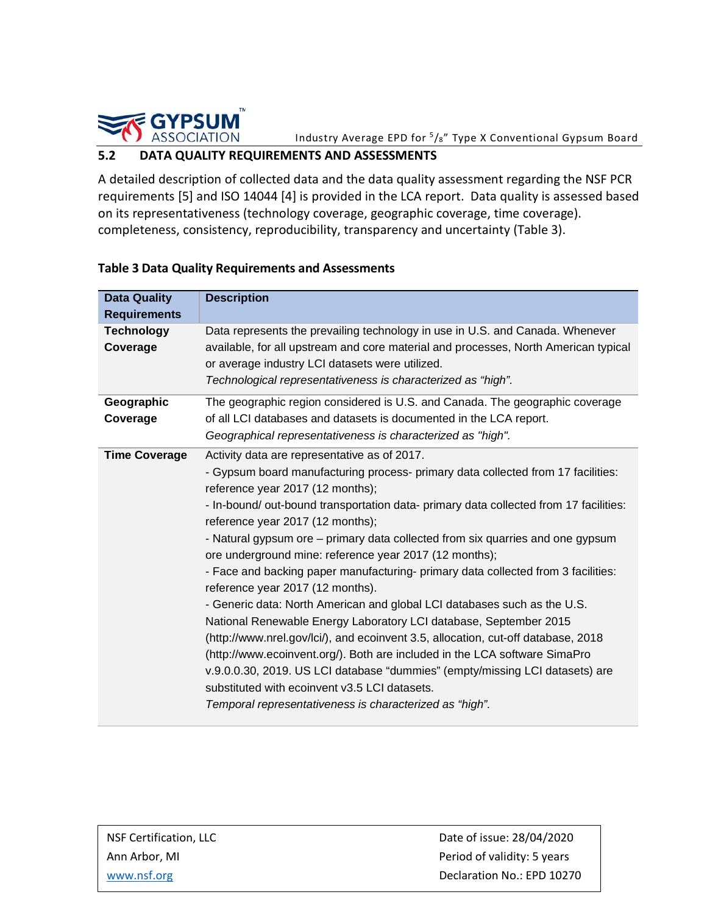## 5.2 DATA QUALITY REQUIREMENTS AND ASSESSMENTS

A detailed description of collected data and the data quality assessment regarding the NSF PCR requirements [5] and ISO 14044 [4] is provided in the LCA report. Data quality is assessed based on its representativeness (technology coverage, geographic coverage, time coverage). completeness, consistency, reproducibility, transparency and uncertainty (Table 3).

**Table 3 Data Quality Requirements and Assessments**

| Data Quality Requirements | Description |
|---|---|
| **Technology Coverage** | Data represents the prevailing technology in use in U.S. and Canada. Whenever available, for all upstream and core material and processes, North American typical or average industry LCI datasets were utilized.<br>*Technological representativeness is characterized as "high".* |
| **Geographic Coverage** | The geographic region considered is U.S. and Canada. The geographic coverage of all LCI databases and datasets is documented in the LCA report.<br>*Geographical representativeness is characterized as "high".* |
| **Time Coverage** | Activity data are representative as of 2017.<br>- Gypsum board manufacturing process- primary data collected from 17 facilities: reference year 2017 (12 months);<br>- In-bound/ out-bound transportation data- primary data collected from 17 facilities: reference year 2017 (12 months);<br>- Natural gypsum ore – primary data collected from six quarries and one gypsum ore underground mine: reference year 2017 (12 months);<br>- Face and backing paper manufacturing- primary data collected from 3 facilities: reference year 2017 (12 months).<br>- Generic data: North American and global LCI databases such as the U.S. National Renewable Energy Laboratory LCI database, September 2015 (http://www.nrel.gov/lci/), and ecoinvent 3.5, allocation, cut-off database, 2018 (http://www.ecoinvent.org/). Both are included in the LCA software SimaPro v.9.0.0.30, 2019. US LCI database "dummies" (empty/missing LCI datasets) are substituted with ecoinvent v3.5 LCI datasets.<br>*Temporal representativeness is characterized as "high".* |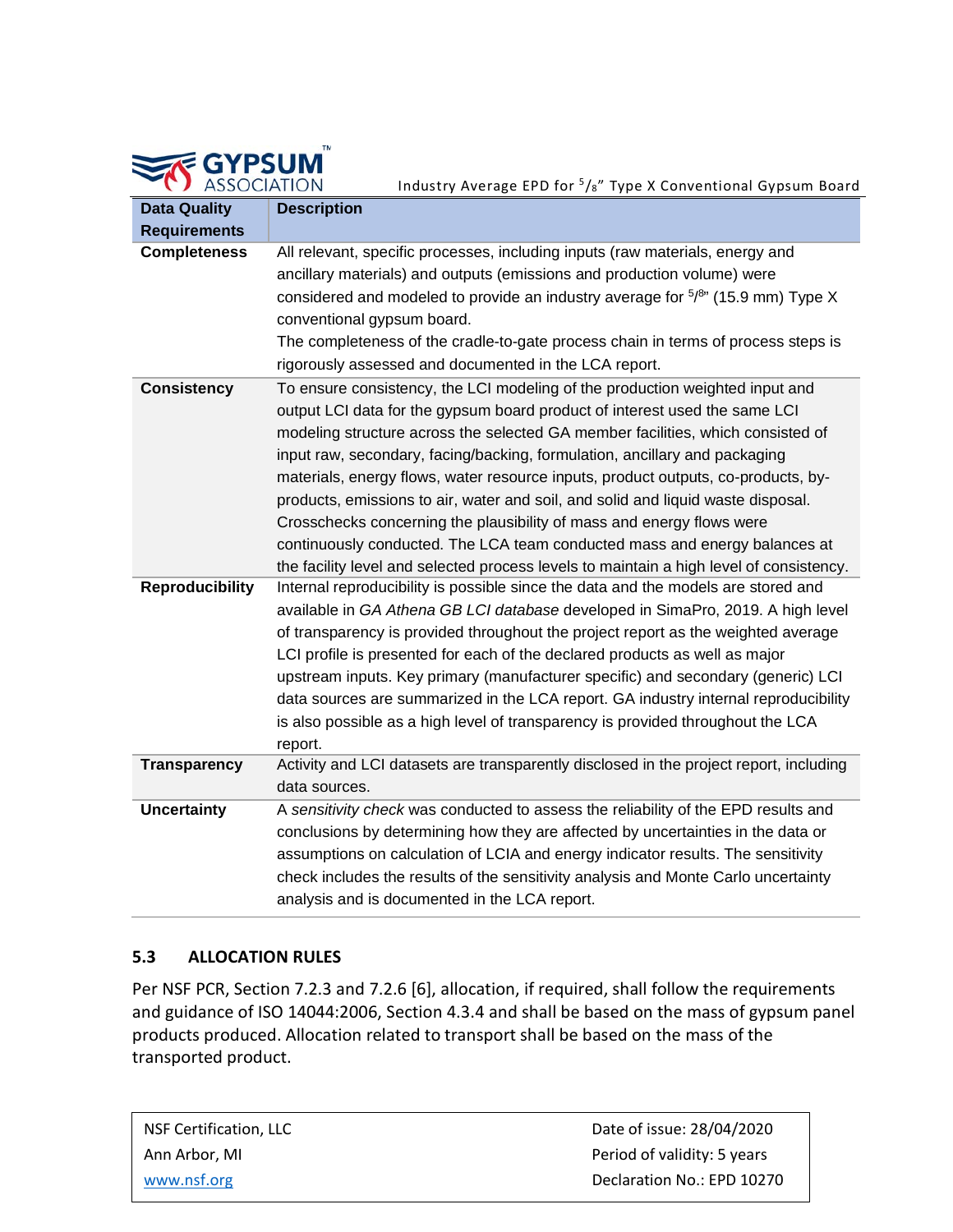| Data Quality Requirements | Description |
|---|---|
| **Completeness** | All relevant, specific processes, including inputs (raw materials, energy and ancillary materials) and outputs (emissions and production volume) were considered and modeled to provide an industry average for 5/8" (15.9 mm) Type X conventional gypsum board. The completeness of the cradle-to-gate process chain in terms of process steps is rigorously assessed and documented in the LCA report. |
| **Consistency** | To ensure consistency, the LCI modeling of the production weighted input and output LCI data for the gypsum board product of interest used the same LCI modeling structure across the selected GA member facilities, which consisted of input raw, secondary, facing/backing, formulation, ancillary and packaging materials, energy flows, water resource inputs, product outputs, co-products, by-products, emissions to air, water and soil, and solid and liquid waste disposal. Crosschecks concerning the plausibility of mass and energy flows were continuously conducted. The LCA team conducted mass and energy balances at the facility level and selected process levels to maintain a high level of consistency. |
| **Reproducibility** | Internal reproducibility is possible since the data and the models are stored and available in *GA Athena GB LCI database* developed in SimaPro, 2019. A high level of transparency is provided throughout the project report as the weighted average LCI profile is presented for each of the declared products as well as major upstream inputs. Key primary (manufacturer specific) and secondary (generic) LCI data sources are summarized in the LCA report. GA industry internal reproducibility is also possible as a high level of transparency is provided throughout the LCA report. |
| **Transparency** | Activity and LCI datasets are transparently disclosed in the project report, including data sources. |
| **Uncertainty** | A *sensitivity check* was conducted to assess the reliability of the EPD results and conclusions by determining how they are affected by uncertainties in the data or assumptions on calculation of LCIA and energy indicator results. The sensitivity check includes the results of the sensitivity analysis and Monte Carlo uncertainty analysis and is documented in the LCA report. |

## 5.3 ALLOCATION RULES

Per NSF PCR, Section 7.2.3 and 7.2.6 [6], allocation, if required, shall follow the requirements and guidance of ISO 14044:2006, Section 4.3.4 and shall be based on the mass of gypsum panel products produced. Allocation related to transport shall be based on the mass of the transported product.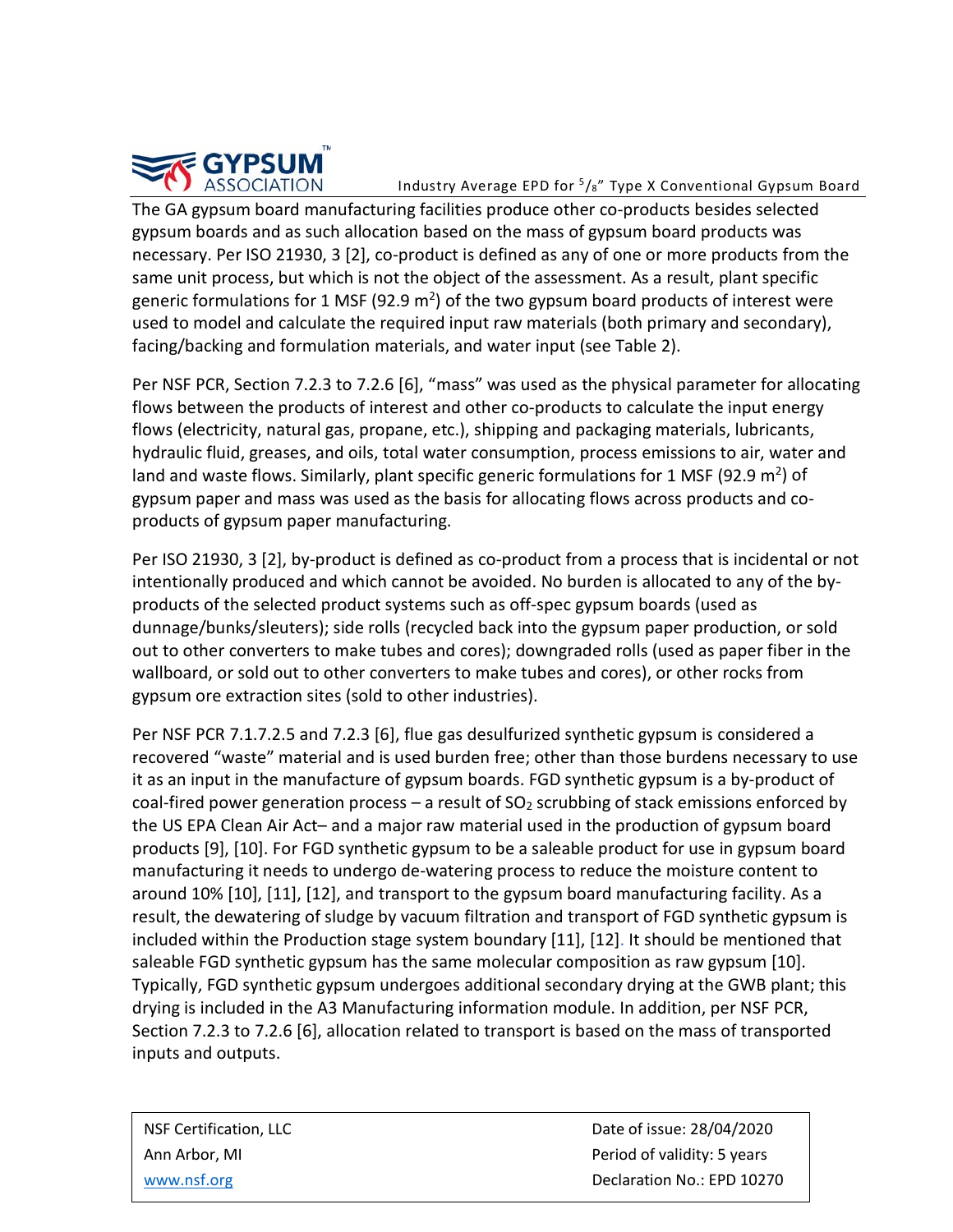The GA gypsum board manufacturing facilities produce other co-products besides selected gypsum boards and as such allocation based on the mass of gypsum board products was necessary. Per ISO 21930, 3 [2], co-product is defined as any of one or more products from the same unit process, but which is not the object of the assessment. As a result, plant specific generic formulations for 1 MSF (92.9 $m^2$) of the two gypsum board products of interest were used to model and calculate the required input raw materials (both primary and secondary), facing/backing and formulation materials, and water input (see Table 2).

Per NSF PCR, Section 7.2.3 to 7.2.6 [6], "mass" was used as the physical parameter for allocating flows between the products of interest and other co-products to calculate the input energy flows (electricity, natural gas, propane, etc.), shipping and packaging materials, lubricants, hydraulic fluid, greases, and oils, total water consumption, process emissions to air, water and land and waste flows. Similarly, plant specific generic formulations for 1 MSF (92.9 $m^2$) of gypsum paper and mass was used as the basis for allocating flows across products and co-products of gypsum paper manufacturing.

Per ISO 21930, 3 [2], by-product is defined as co-product from a process that is incidental or not intentionally produced and which cannot be avoided. No burden is allocated to any of the by-products of the selected product systems such as off-spec gypsum boards (used as dunnage/bunks/sleuters); side rolls (recycled back into the gypsum paper production, or sold out to other converters to make tubes and cores); downgraded rolls (used as paper fiber in the wallboard, or sold out to other converters to make tubes and cores), or other rocks from gypsum ore extraction sites (sold to other industries).

Per NSF PCR 7.1.7.2.5 and 7.2.3 [6], flue gas desulfurized synthetic gypsum is considered a recovered "waste" material and is used burden free; other than those burdens necessary to use it as an input in the manufacture of gypsum boards. FGD synthetic gypsum is a by-product of coal-fired power generation process – a result of $SO_2$ scrubbing of stack emissions enforced by the US EPA Clean Air Act– and a major raw material used in the production of gypsum board products [9], [10]. For FGD synthetic gypsum to be a saleable product for use in gypsum board manufacturing it needs to undergo de-watering process to reduce the moisture content to around 10% [10], [11], [12], and transport to the gypsum board manufacturing facility. As a result, the dewatering of sludge by vacuum filtration and transport of FGD synthetic gypsum is included within the Production stage system boundary [11], [12]. It should be mentioned that saleable FGD synthetic gypsum has the same molecular composition as raw gypsum [10]. Typically, FGD synthetic gypsum undergoes additional secondary drying at the GWB plant; this drying is included in the A3 Manufacturing information module. In addition, per NSF PCR, Section 7.2.3 to 7.2.6 [6], allocation related to transport is based on the mass of transported inputs and outputs.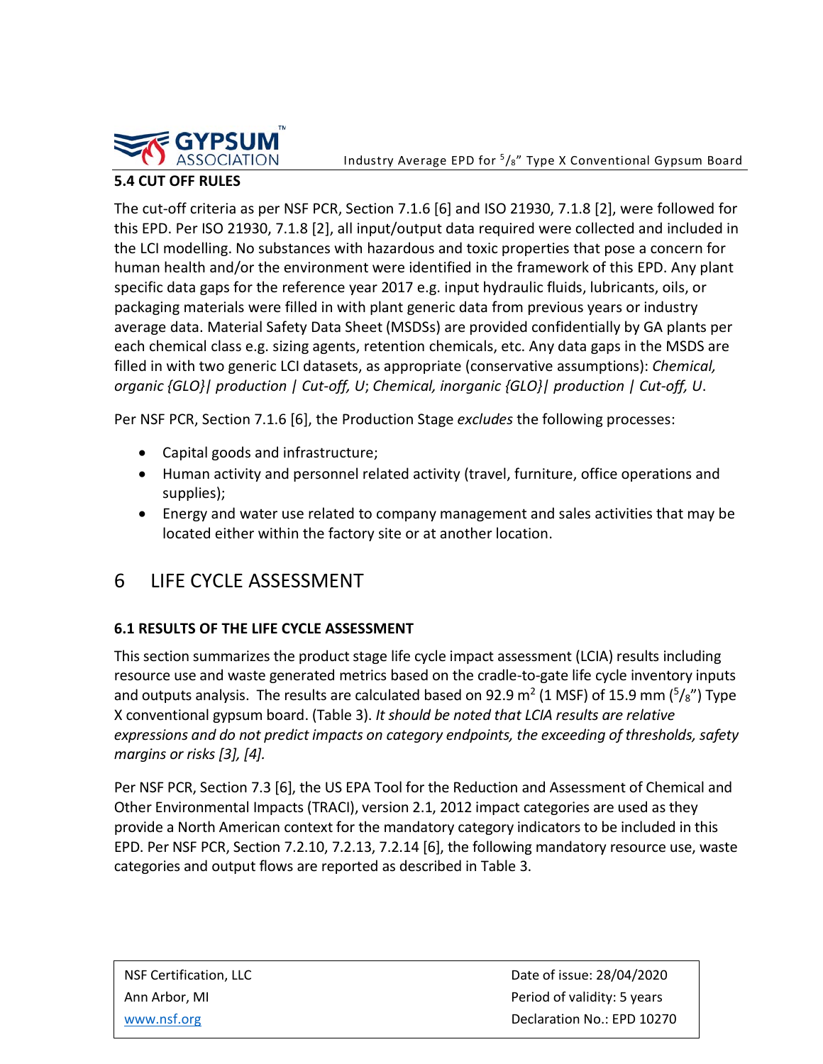### 5.4 CUT OFF RULES

The cut-off criteria as per NSF PCR, Section 7.1.6 [6] and ISO 21930, 7.1.8 [2], were followed for this EPD. Per ISO 21930, 7.1.8 [2], all input/output data required were collected and included in the LCI modelling. No substances with hazardous and toxic properties that pose a concern for human health and/or the environment were identified in the framework of this EPD. Any plant specific data gaps for the reference year 2017 e.g. input hydraulic fluids, lubricants, oils, or packaging materials were filled in with plant generic data from previous years or industry average data. Material Safety Data Sheet (MSDSs) are provided confidentially by GA plants per each chemical class e.g. sizing agents, retention chemicals, etc. Any data gaps in the MSDS are filled in with two generic LCI datasets, as appropriate (conservative assumptions): *Chemical, organic {GLO}| production | Cut-off, U*; *Chemical, inorganic {GLO}| production | Cut-off, U*.

Per NSF PCR, Section 7.1.6 [6], the Production Stage *excludes* the following processes:

- Capital goods and infrastructure;
- Human activity and personnel related activity (travel, furniture, office operations and supplies);
- Energy and water use related to company management and sales activities that may be located either within the factory site or at another location.

## 6 LIFE CYCLE ASSESSMENT

### 6.1 RESULTS OF THE LIFE CYCLE ASSESSMENT

This section summarizes the product stage life cycle impact assessment (LCIA) results including resource use and waste generated metrics based on the cradle-to-gate life cycle inventory inputs and outputs analysis. The results are calculated based on 92.9 $m^2$ (1 MSF) of 15.9 mm ($^5/_8$") Type X conventional gypsum board. (Table 3). *It should be noted that LCIA results are relative expressions and do not predict impacts on category endpoints, the exceeding of thresholds, safety margins or risks [3], [4].*

Per NSF PCR, Section 7.3 [6], the US EPA Tool for the Reduction and Assessment of Chemical and Other Environmental Impacts (TRACI), version 2.1, 2012 impact categories are used as they provide a North American context for the mandatory category indicators to be included in this EPD. Per NSF PCR, Section 7.2.10, 7.2.13, 7.2.14 [6], the following mandatory resource use, waste categories and output flows are reported as described in Table 3.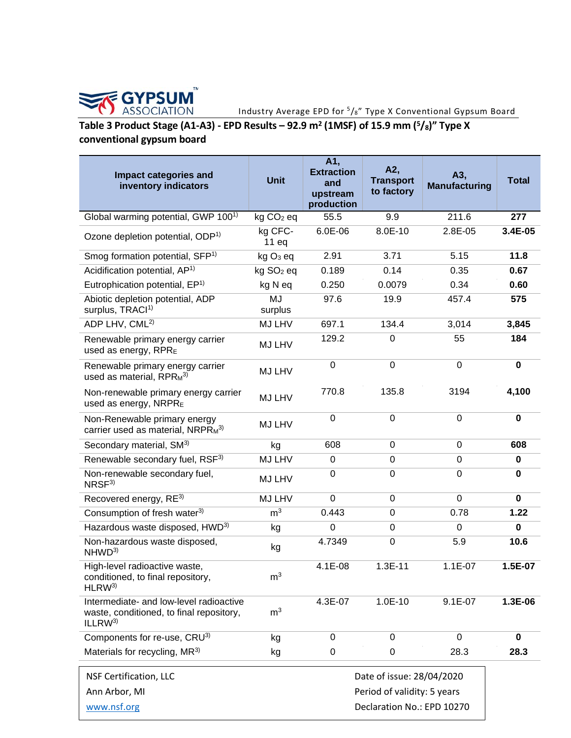**Table 3 Product Stage (A1-A3) - EPD Results – 92.9 m² (1MSF) of 15.9 mm (5/8)" Type X conventional gypsum board**

| Impact categories and inventory indicators | Unit | A1, Extraction and upstream production | A2, Transport to factory | A3, Manufacturing | Total |
|---|---|---|---|---|---|
| Global warming potential, GWP 100[1)] | kg $CO_2$ eq | 55.5 | 9.9 | 211.6 | **277** |
| Ozone depletion potential, ODP[1)] | kg CFC-11 eq | 6.0E-06 | 8.0E-10 | 2.8E-05 | **3.4E-05** |
| Smog formation potential, SFP[1)] | kg $O_3$ eq | 2.91 | 3.71 | 5.15 | **11.8** |
| Acidification potential, AP[1)] | kg $SO_2$ eq | 0.189 | 0.14 | 0.35 | **0.67** |
| Eutrophication potential, EP[1)] | kg N eq | 0.250 | 0.0079 | 0.34 | **0.60** |
| Abiotic depletion potential, ADP surplus, TRACI[1)] | MJ surplus | 97.6 | 19.9 | 457.4 | **575** |
| ADP LHV, CML[2)] | MJ LHV | 697.1 | 134.4 | 3,014 | **3,845** |
| Renewable primary energy carrier used as energy, $RPR_E$ | MJ LHV | 129.2 | 0 | 55 | **184** |
| Renewable primary energy carrier used as material, $RPR_M$[3)] | MJ LHV | 0 | 0 | 0 | **0** |
| Non-renewable primary energy carrier used as energy, $NRPR_E$ | MJ LHV | 770.8 | 135.8 | 3194 | **4,100** |
| Non-Renewable primary energy carrier used as material, $NRPR_M$[3)] | MJ LHV | 0 | 0 | 0 | **0** |
| Secondary material, SM[3)] | kg | 608 | 0 | 0 | **608** |
| Renewable secondary fuel, RSF[3)] | MJ LHV | 0 | 0 | 0 | **0** |
| Non-renewable secondary fuel, NRSF[3)] | MJ LHV | 0 | 0 | 0 | **0** |
| Recovered energy, RE[3)] | MJ LHV | 0 | 0 | 0 | **0** |
| Consumption of fresh water[3)] | $m^3$ | 0.443 | 0 | 0.78 | **1.22** |
| Hazardous waste disposed, HWD[3)] | kg | 0 | 0 | 0 | **0** |
| Non-hazardous waste disposed, NHWD[3)] | kg | 4.7349 | 0 | 5.9 | **10.6** |
| High-level radioactive waste, conditioned, to final repository, HLRW[3)] | $m^3$ | 4.1E-08 | 1.3E-11 | 1.1E-07 | **1.5E-07** |
| Intermediate- and low-level radioactive waste, conditioned, to final repository, ILLRW[3)] | $m^3$ | 4.3E-07 | 1.0E-10 | 9.1E-07 | **1.3E-06** |
| Components for re-use, CRU[3)] | kg | 0 | 0 | 0 | **0** |
| Materials for recycling, MR[3)] | kg | 0 | 0 | 28.3 | **28.3** |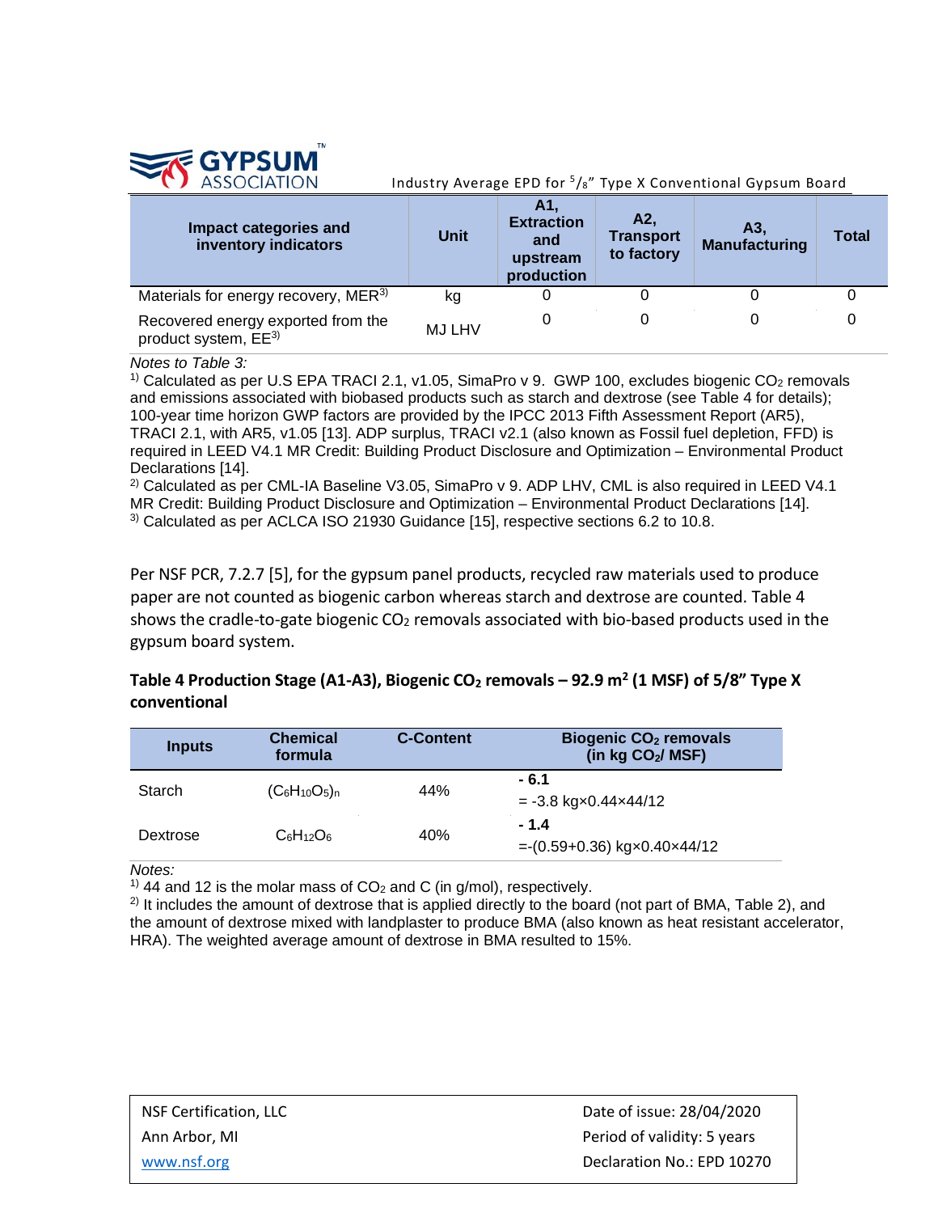| Impact categories and inventory indicators | Unit | A1, Extraction and upstream production | A2, Transport to factory | A3, Manufacturing | Total |
|---|---|---|---|---|---|
| Materials for energy recovery, MER[3) ] | kg | 0 | 0 | 0 | 0 |
| Recovered energy exported from the product system, EE[3)] | MJ LHV | 0 | 0 | 0 | 0 |

*Notes to Table 3:*

[1)] Calculated as per U.S EPA TRACI 2.1, v1.05, SimaPro v 9. GWP 100, excludes biogenic $CO_2$ removals and emissions associated with biobased products such as starch and dextrose (see Table 4 for details); 100-year time horizon GWP factors are provided by the IPCC 2013 Fifth Assessment Report (AR5), TRACI 2.1, with AR5, v1.05 [13]. ADP surplus, TRACI v2.1 (also known as Fossil fuel depletion, FFD) is required in LEED V4.1 MR Credit: Building Product Disclosure and Optimization – Environmental Product Declarations [14].

[2)] Calculated as per CML-IA Baseline V3.05, SimaPro v 9. ADP LHV, CML is also required in LEED V4.1 MR Credit: Building Product Disclosure and Optimization – Environmental Product Declarations [14].

[3)] Calculated as per ACLCA ISO 21930 Guidance [15], respective sections 6.2 to 10.8.

Per NSF PCR, 7.2.7 [5], for the gypsum panel products, recycled raw materials used to produce paper are not counted as biogenic carbon whereas starch and dextrose are counted. Table 4 shows the cradle-to-gate biogenic $CO_2$ removals associated with bio-based products used in the gypsum board system.

**Table 4 Production Stage (A1-A3), Biogenic $CO_2$ removals – 92.9 $m^2$ (1 MSF) of 5/8" Type X conventional**

| Inputs | Chemical formula | C-Content | Biogenic $CO_2$ removals (in kg $CO_2$/ MSF) |
|---|---|---|---|
| Starch | $(C_6H_{10}O_5)_n$ | 44% | **- 6.1**<br>= -3.8 kg×0.44×44/12 |
| Dextrose | $C_6H_{12}O_6$ | 40% | **- 1.4**<br>=-(0.59+0.36) kg×0.40×44/12 |

*Notes:*

[1)] 44 and 12 is the molar mass of $CO_2$ and C (in g/mol), respectively.

[2)] It includes the amount of dextrose that is applied directly to the board (not part of BMA, Table 2), and the amount of dextrose mixed with landplaster to produce BMA (also known as heat resistant accelerator, HRA). The weighted average amount of dextrose in BMA resulted to 15%.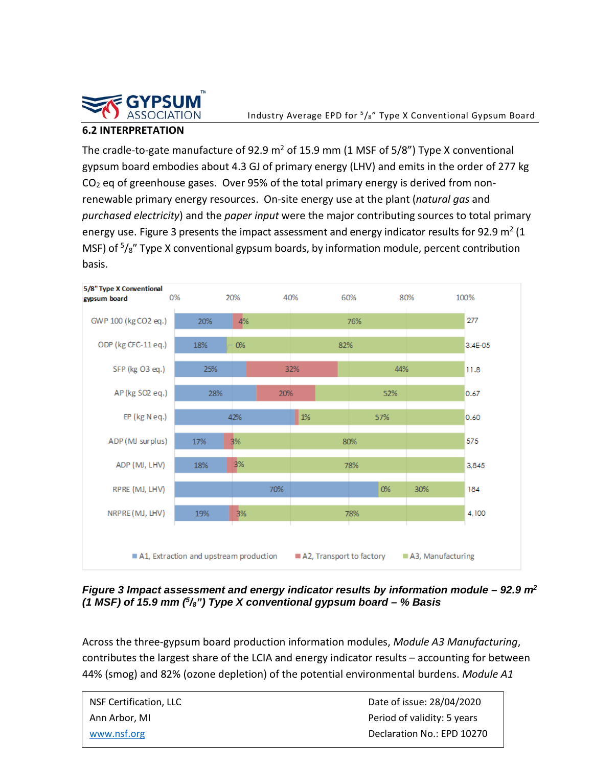## 6.2 INTERPRETATION

The cradle-to-gate manufacture of 92.9 $m^2$ of 15.9 mm (1 MSF of 5/8") Type X conventional gypsum board embodies about 4.3 GJ of primary energy (LHV) and emits in the order of 277 kg $CO_2$ eq of greenhouse gases. Over 95% of the total primary energy is derived from non-renewable primary energy resources. On-site energy use at the plant (*natural gas* and *purchased electricity*) and the *paper input* were the major contributing sources to total primary energy use. Figure 3 presents the impact assessment and energy indicator results for 92.9 $m^2$ (1 MSF) of $^5/_8$" Type X conventional gypsum boards, by information module, percent contribution basis.

| 5/8" Type X Conventional gypsum board | A1, Extraction and upstream production | A2, Transport to factory | A3, Manufacturing | Total |
|---|---|---|---|---|
| GWP 100 (kg CO2 eq.) | 20% | 4% | 76% | 277 |
| ODP (kg CFC-11 eq.) | 18% | 0% | 82% | 3.4E-05 |
| SFP (kg O3 eq.) | 25% | 32% | 44% | 11.8 |
| AP (kg SO2 eq.) | 28% | 20% | 52% | 0.67 |
| EP (kg N eq.) | 42% | 1% | 57% | 0.60 |
| ADP (MJ surplus) | 17% | 3% | 80% | 575 |
| ADP (MJ, LHV) | 18% | 3% | 78% | 3,845 |
| RPRE (MJ, LHV) | 70% | 0% | 30% | 184 |
| NRPRE (MJ, LHV) | 19% | 3% | 78% | 4,100 |

***Figure 3 Impact assessment and energy indicator results by information module – 92.9 $m^2$ (1 MSF) of 15.9 mm ($^5/_8$") Type X conventional gypsum board – % Basis***

Across the three-gypsum board production information modules, *Module A3 Manufacturing*, contributes the largest share of the LCIA and energy indicator results – accounting for between 44% (smog) and 82% (ozone depletion) of the potential environmental burdens. *Module A1*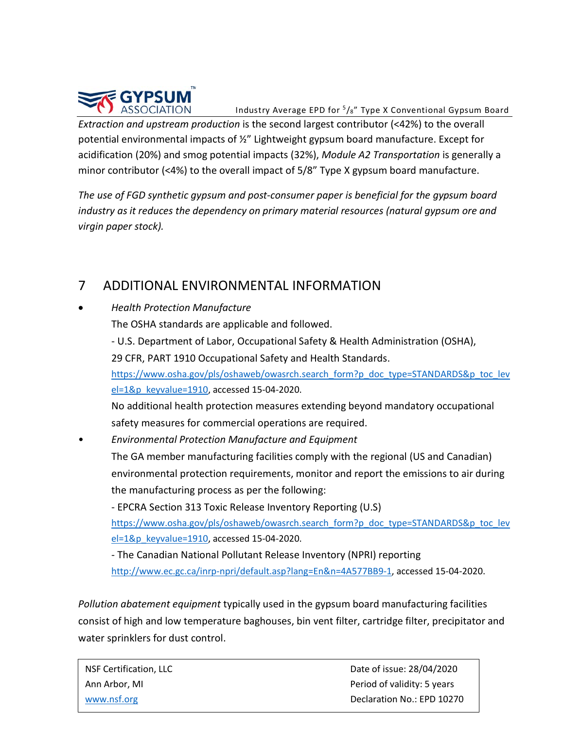*Extraction and upstream production* is the second largest contributor (<42%) to the overall potential environmental impacts of ½" Lightweight gypsum board manufacture. Except for acidification (20%) and smog potential impacts (32%), *Module A2 Transportation* is generally a minor contributor (<4%) to the overall impact of 5/8" Type X gypsum board manufacture.

*The use of FGD synthetic gypsum and post-consumer paper is beneficial for the gypsum board industry as it reduces the dependency on primary material resources (natural gypsum ore and virgin paper stock).*

# 7 ADDITIONAL ENVIRONMENTAL INFORMATION

- *Health Protection Manufacture*

  The OSHA standards are applicable and followed.

  - U.S. Department of Labor, Occupational Safety & Health Administration (OSHA), 29 CFR, PART 1910 Occupational Safety and Health Standards.
  https://www.osha.gov/pls/oshaweb/owasrch.search_form?p_doc_type=STANDARDS&p_toc_level=1&p_keyvalue=1910, accessed 15-04-2020.

  No additional health protection measures extending beyond mandatory occupational safety measures for commercial operations are required.

- *Environmental Protection Manufacture and Equipment*

  The GA member manufacturing facilities comply with the regional (US and Canadian) environmental protection requirements, monitor and report the emissions to air during the manufacturing process as per the following:

  - EPCRA Section 313 Toxic Release Inventory Reporting (U.S)
  https://www.osha.gov/pls/oshaweb/owasrch.search_form?p_doc_type=STANDARDS&p_toc_level=1&p_keyvalue=1910, accessed 15-04-2020.

  - The Canadian National Pollutant Release Inventory (NPRI) reporting
  http://www.ec.gc.ca/inrp-npri/default.asp?lang=En&n=4A577BB9-1, accessed 15-04-2020.

*Pollution abatement equipment* typically used in the gypsum board manufacturing facilities consist of high and low temperature baghouses, bin vent filter, cartridge filter, precipitator and water sprinklers for dust control.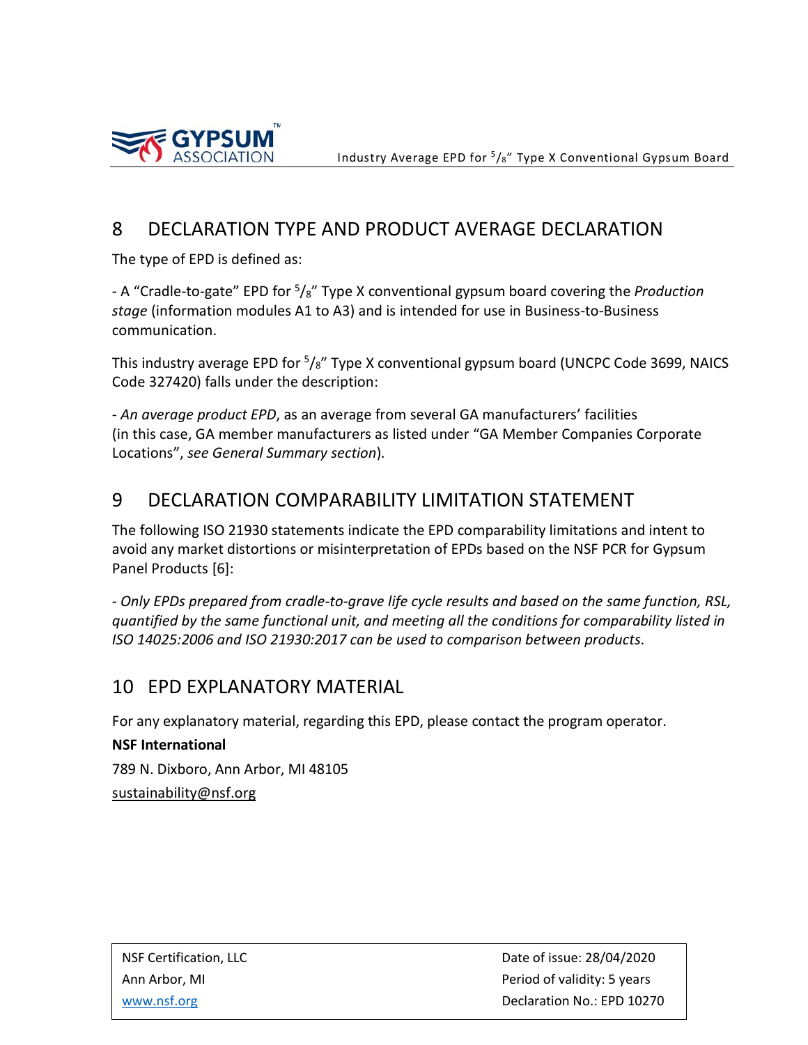## 8 DECLARATION TYPE AND PRODUCT AVERAGE DECLARATION

The type of EPD is defined as:

- A "Cradle-to-gate" EPD for $^{5}/_{8}$" Type X conventional gypsum board covering the *Production stage* (information modules A1 to A3) and is intended for use in Business-to-Business communication.

This industry average EPD for $^{5}/_{8}$" Type X conventional gypsum board (UNCPC Code 3699, NAICS Code 327420) falls under the description:

- *An average product EPD*, as an average from several GA manufacturers' facilities (in this case, GA member manufacturers as listed under "GA Member Companies Corporate Locations", *see General Summary section*).

## 9 DECLARATION COMPARABILITY LIMITATION STATEMENT

The following ISO 21930 statements indicate the EPD comparability limitations and intent to avoid any market distortions or misinterpretation of EPDs based on the NSF PCR for Gypsum Panel Products [6]:

- *Only EPDs prepared from cradle-to-grave life cycle results and based on the same function, RSL, quantified by the same functional unit, and meeting all the conditions for comparability listed in ISO 14025:2006 and ISO 21930:2017 can be used to comparison between products.*

## 10 EPD EXPLANATORY MATERIAL

For any explanatory material, regarding this EPD, please contact the program operator.

**NSF International**

789 N. Dixboro, Ann Arbor, MI 48105

sustainability@nsf.org

| NSF Certification, LLC | Date of issue: 28/04/2020 |
|---|---|
| Ann Arbor, MI | Period of validity: 5 years |
| www.nsf.org | Declaration No.: EPD 10270 |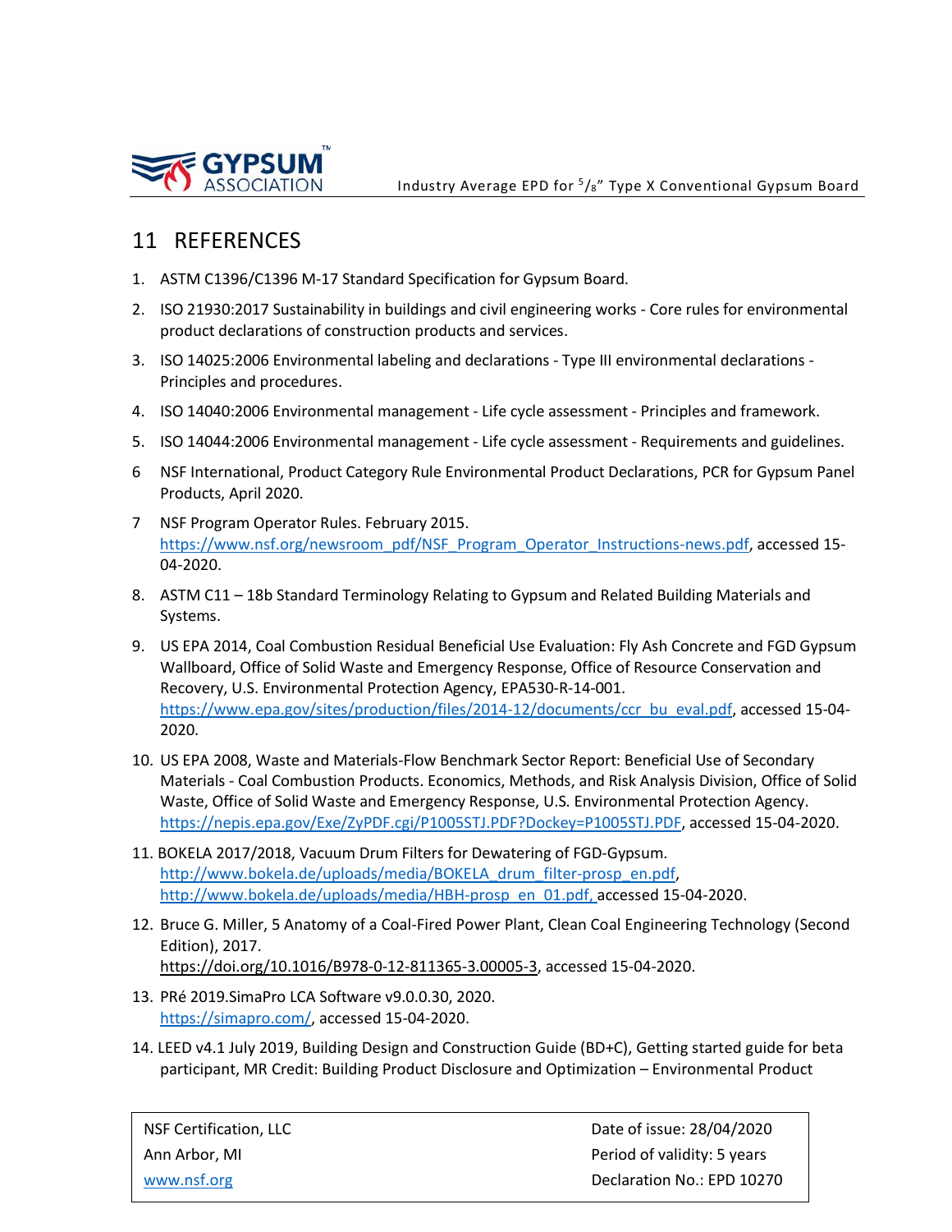## 11 REFERENCES

1. ASTM C1396/C1396 M-17 Standard Specification for Gypsum Board.
2. ISO 21930:2017 Sustainability in buildings and civil engineering works - Core rules for environmental product declarations of construction products and services.
3. ISO 14025:2006 Environmental labeling and declarations - Type III environmental declarations - Principles and procedures.
4. ISO 14040:2006 Environmental management - Life cycle assessment - Principles and framework.
5. ISO 14044:2006 Environmental management - Life cycle assessment - Requirements and guidelines.
6. NSF International, Product Category Rule Environmental Product Declarations, PCR for Gypsum Panel Products, April 2020.
7. NSF Program Operator Rules. February 2015. https://www.nsf.org/newsroom_pdf/NSF_Program_Operator_Instructions-news.pdf, accessed 15-04-2020.
8. ASTM C11 – 18b Standard Terminology Relating to Gypsum and Related Building Materials and Systems.
9. US EPA 2014, Coal Combustion Residual Beneficial Use Evaluation: Fly Ash Concrete and FGD Gypsum Wallboard, Office of Solid Waste and Emergency Response, Office of Resource Conservation and Recovery, U.S. Environmental Protection Agency, EPA530-R-14-001. https://www.epa.gov/sites/production/files/2014-12/documents/ccr_bu_eval.pdf, accessed 15-04-2020.
10. US EPA 2008, Waste and Materials-Flow Benchmark Sector Report: Beneficial Use of Secondary Materials - Coal Combustion Products. Economics, Methods, and Risk Analysis Division, Office of Solid Waste, Office of Solid Waste and Emergency Response, U.S. Environmental Protection Agency. https://nepis.epa.gov/Exe/ZyPDF.cgi/P1005STJ.PDF?Dockey=P1005STJ.PDF, accessed 15-04-2020.
11. BOKELA 2017/2018, Vacuum Drum Filters for Dewatering of FGD-Gypsum. http://www.bokela.de/uploads/media/BOKELA_drum_filter-prosp_en.pdf, http://www.bokela.de/uploads/media/HBH-prosp_en_01.pdf, accessed 15-04-2020.
12. Bruce G. Miller, 5 Anatomy of a Coal-Fired Power Plant, Clean Coal Engineering Technology (Second Edition), 2017. https://doi.org/10.1016/B978-0-12-811365-3.00005-3, accessed 15-04-2020.
13. PRé 2019.SimaPro LCA Software v9.0.0.30, 2020. https://simapro.com/, accessed 15-04-2020.
14. LEED v4.1 July 2019, Building Design and Construction Guide (BD+C), Getting started guide for beta participant, MR Credit: Building Product Disclosure and Optimization – Environmental Product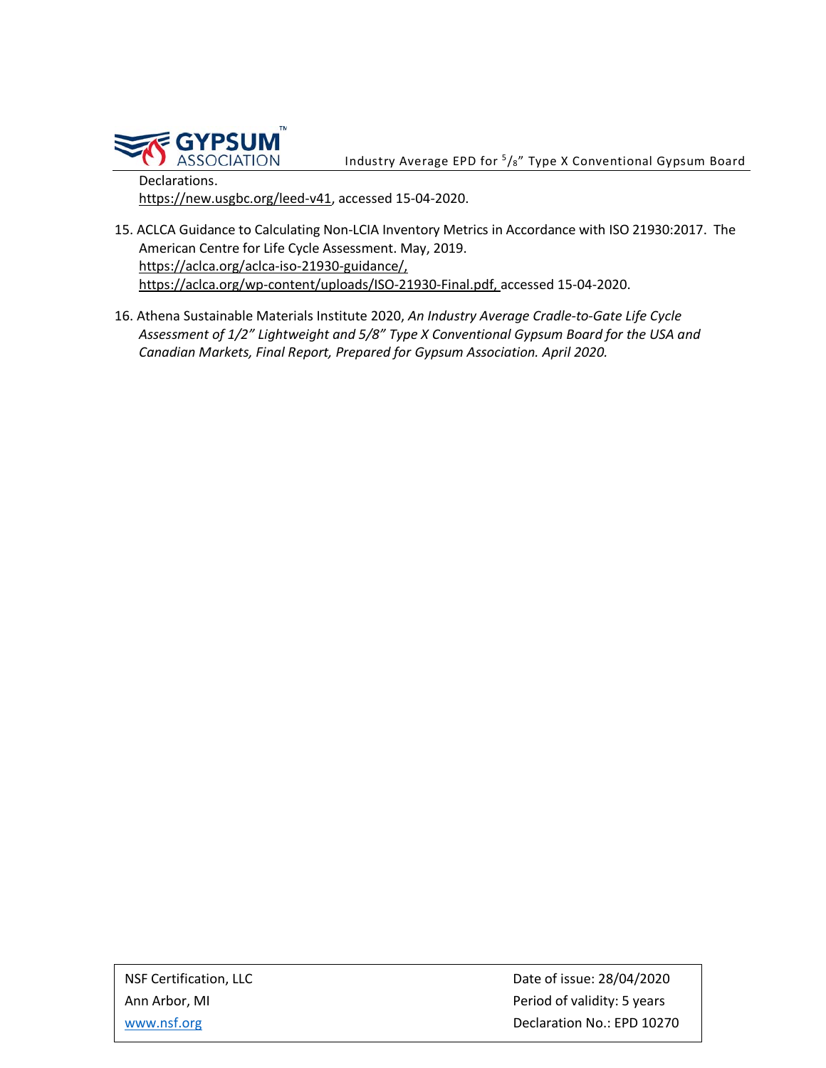Declarations.
https://new.usgbc.org/leed-v41, accessed 15-04-2020.

15. ACLCA Guidance to Calculating Non-LCIA Inventory Metrics in Accordance with ISO 21930:2017. The American Centre for Life Cycle Assessment. May, 2019. https://aclca.org/aclca-iso-21930-guidance/, https://aclca.org/wp-content/uploads/ISO-21930-Final.pdf, accessed 15-04-2020.

16. Athena Sustainable Materials Institute 2020, *An Industry Average Cradle-to-Gate Life Cycle Assessment of 1/2" Lightweight and 5/8" Type X Conventional Gypsum Board for the USA and Canadian Markets, Final Report, Prepared for Gypsum Association. April 2020.*

| | |
|---|---|
| NSF Certification, LLC | Date of issue: 28/04/2020 |
| Ann Arbor, MI | Period of validity: 5 years |
| www.nsf.org | Declaration No.: EPD 10270 |